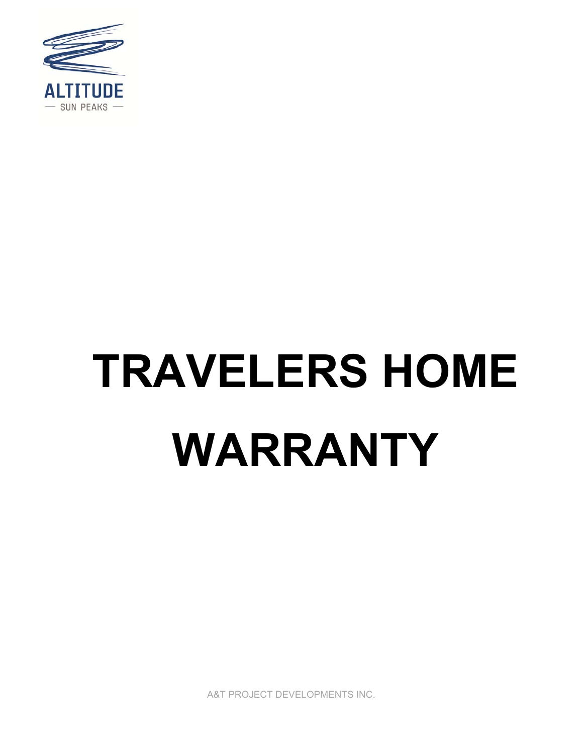ALTITUDE

— SUN PEAKS —

# TRAVELERS HOME WARRANTY

A&T PROJECT DEVELOPMENTS INC.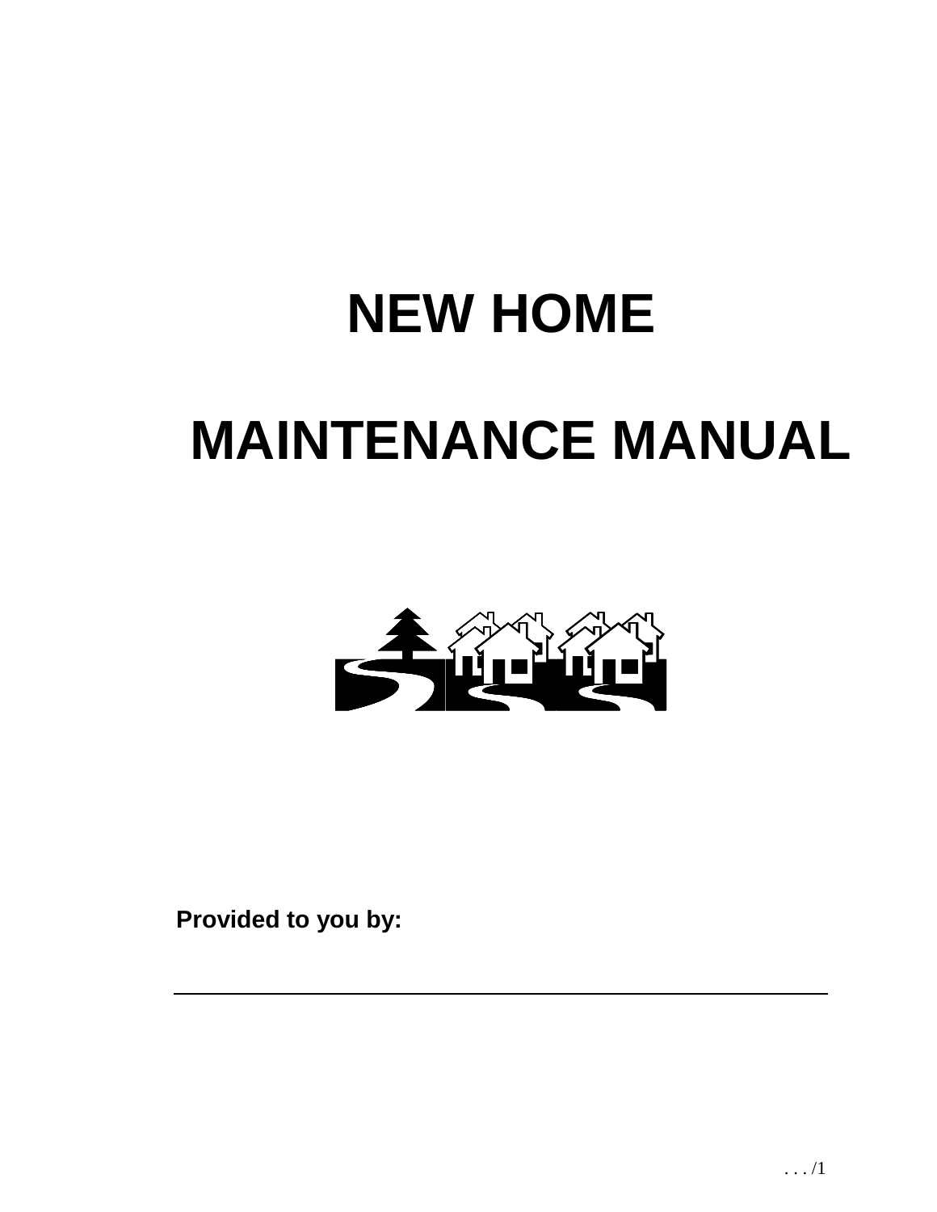# NEW HOME

# MAINTENANCE MANUAL

**Provided to you by:**

___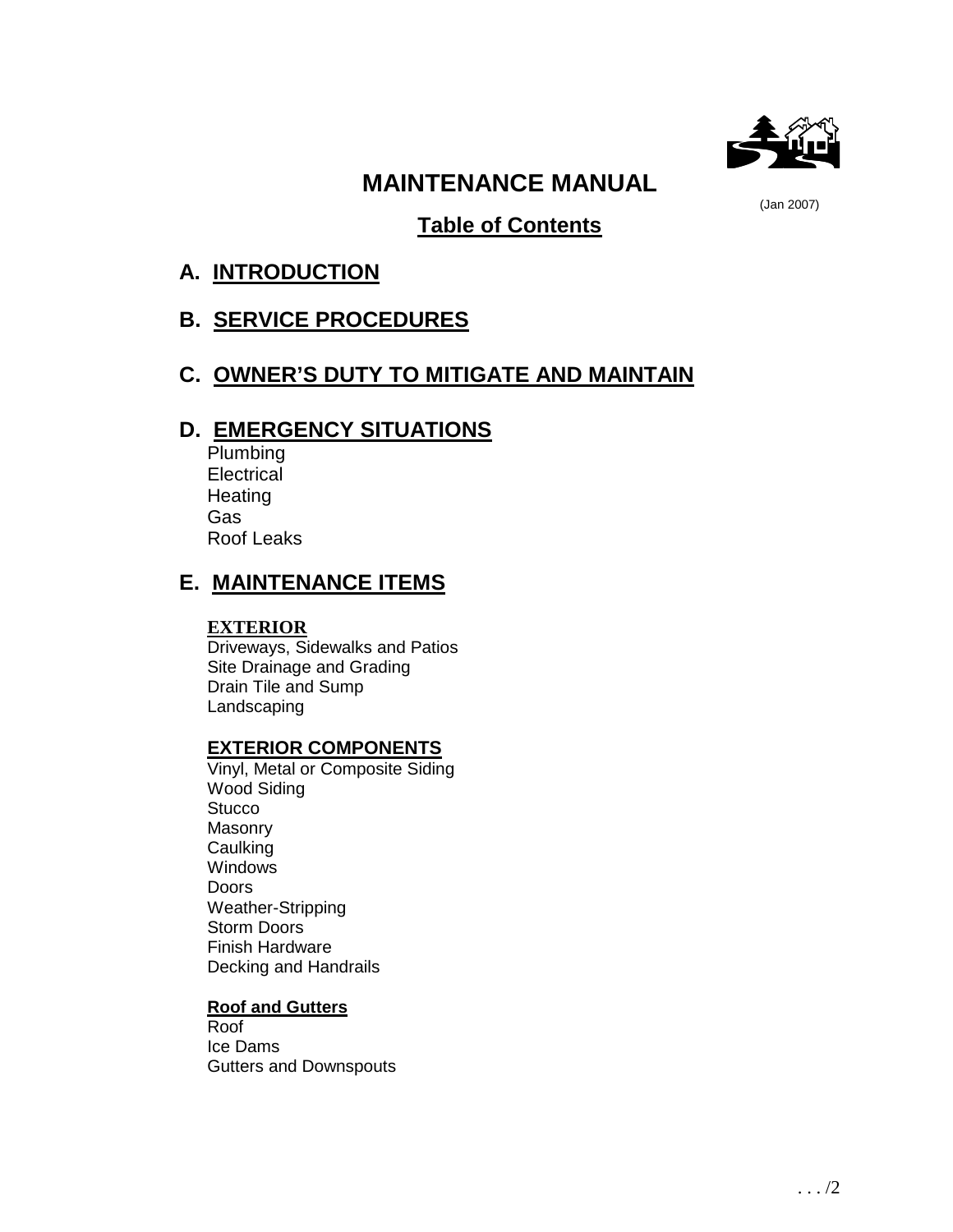# MAINTENANCE MANUAL

(Jan 2007)

## Table of Contents

## A. INTRODUCTION

## B. SERVICE PROCEDURES

## C. OWNER'S DUTY TO MITIGATE AND MAINTAIN

## D. EMERGENCY SITUATIONS

Plumbing
Electrical
Heating
Gas
Roof Leaks

## E. MAINTENANCE ITEMS

### EXTERIOR

Driveways, Sidewalks and Patios
Site Drainage and Grading
Drain Tile and Sump
Landscaping

### EXTERIOR COMPONENTS

Vinyl, Metal or Composite Siding
Wood Siding
Stucco
Masonry
Caulking
Windows
Doors
Weather-Stripping
Storm Doors
Finish Hardware
Decking and Handrails

#### Roof and Gutters

Roof
Ice Dams
Gutters and Downspouts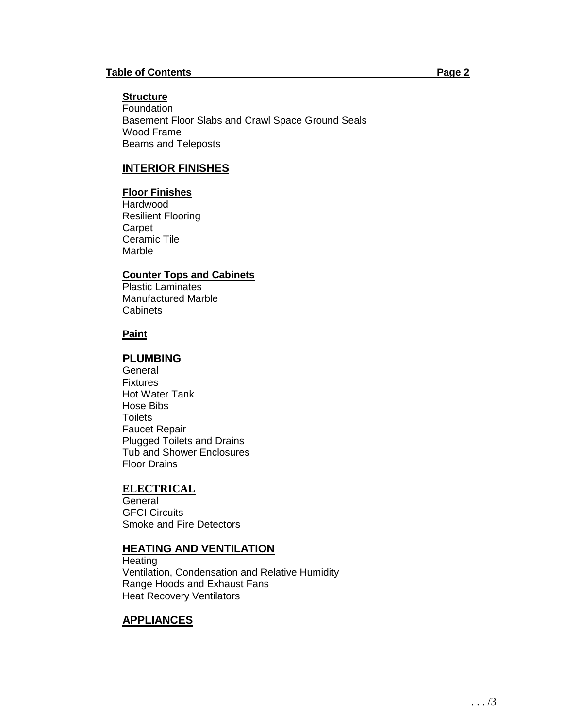**Table of Contents** **Page 2**

### Structure

Foundation
Basement Floor Slabs and Crawl Space Ground Seals
Wood Frame
Beams and Teleposts

## INTERIOR FINISHES

### Floor Finishes

Hardwood
Resilient Flooring
Carpet
Ceramic Tile
Marble

### Counter Tops and Cabinets

Plastic Laminates
Manufactured Marble
Cabinets

### Paint

## PLUMBING

General
Fixtures
Hot Water Tank
Hose Bibs
Toilets
Faucet Repair
Plugged Toilets and Drains
Tub and Shower Enclosures
Floor Drains

## ELECTRICAL

General
GFCI Circuits
Smoke and Fire Detectors

## HEATING AND VENTILATION

Heating
Ventilation, Condensation and Relative Humidity
Range Hoods and Exhaust Fans
Heat Recovery Ventilators

## APPLIANCES

. . . /3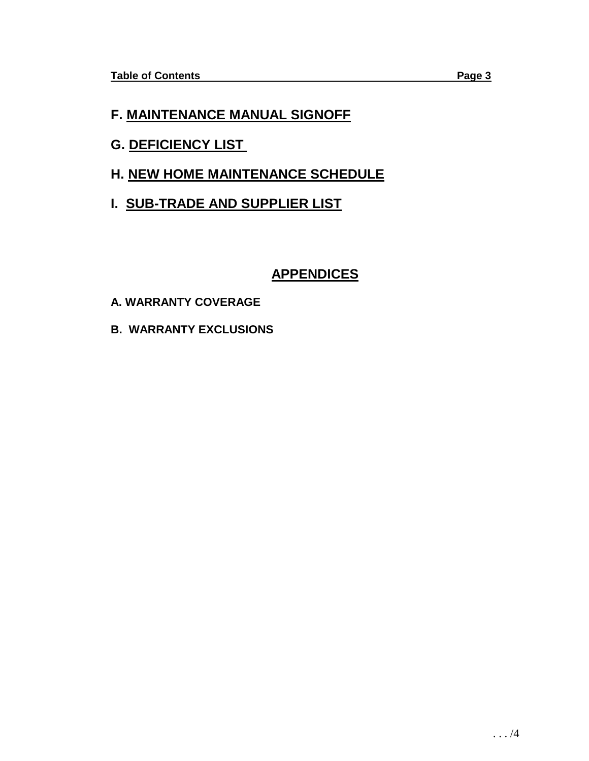## F. MAINTENANCE MANUAL SIGNOFF

## G. DEFICIENCY LIST

## H. NEW HOME MAINTENANCE SCHEDULE

## I. SUB-TRADE AND SUPPLIER LIST

# APPENDICES

**A. WARRANTY COVERAGE**

**B. WARRANTY EXCLUSIONS**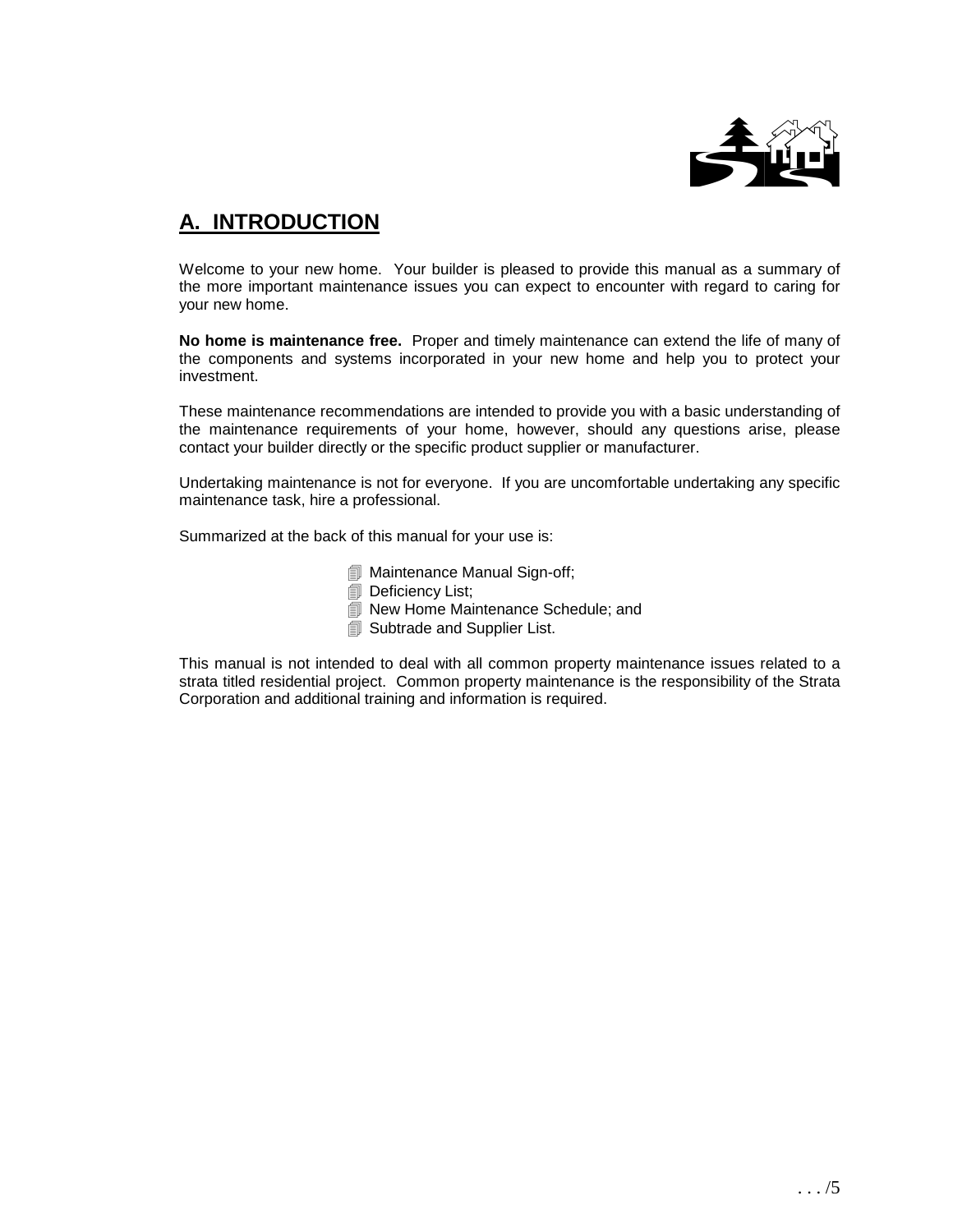## A. INTRODUCTION

Welcome to your new home. Your builder is pleased to provide this manual as a summary of the more important maintenance issues you can expect to encounter with regard to caring for your new home.

**No home is maintenance free.** Proper and timely maintenance can extend the life of many of the components and systems incorporated in your new home and help you to protect your investment.

These maintenance recommendations are intended to provide you with a basic understanding of the maintenance requirements of your home, however, should any questions arise, please contact your builder directly or the specific product supplier or manufacturer.

Undertaking maintenance is not for everyone. If you are uncomfortable undertaking any specific maintenance task, hire a professional.

Summarized at the back of this manual for your use is:

- Maintenance Manual Sign-off;
- Deficiency List;
- New Home Maintenance Schedule; and
- Subtrade and Supplier List.

This manual is not intended to deal with all common property maintenance issues related to a strata titled residential project. Common property maintenance is the responsibility of the Strata Corporation and additional training and information is required.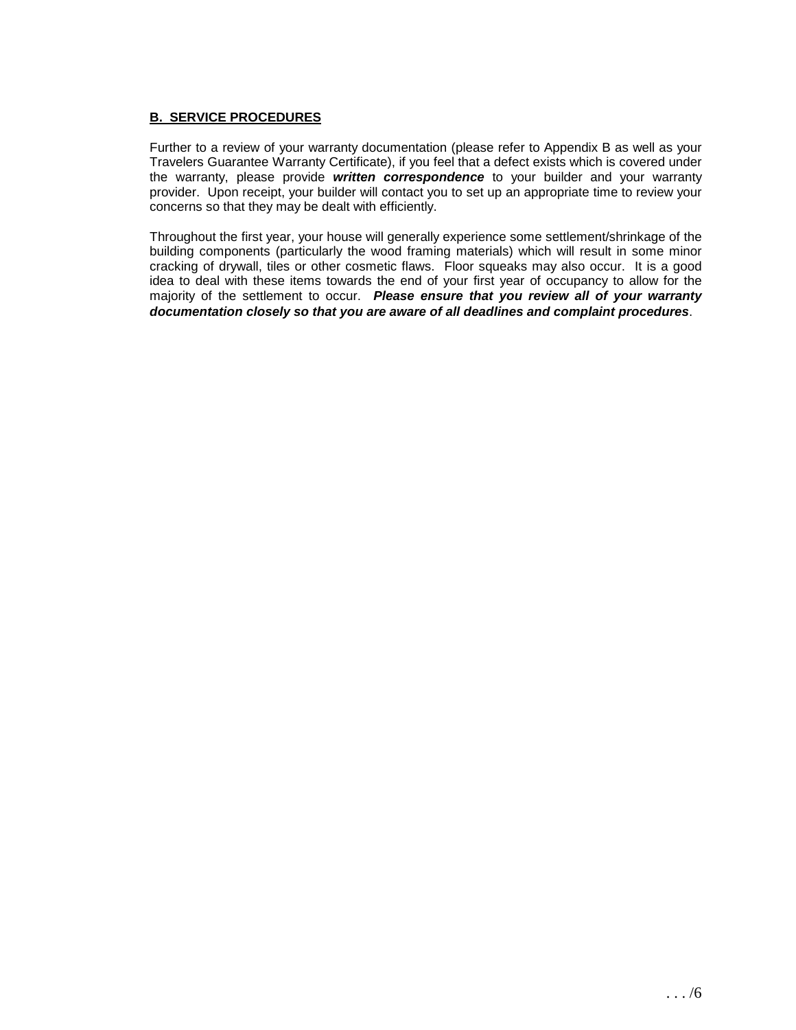## B. SERVICE PROCEDURES

Further to a review of your warranty documentation (please refer to Appendix B as well as your Travelers Guarantee Warranty Certificate), if you feel that a defect exists which is covered under the warranty, please provide ***written correspondence*** to your builder and your warranty provider. Upon receipt, your builder will contact you to set up an appropriate time to review your concerns so that they may be dealt with efficiently.

Throughout the first year, your house will generally experience some settlement/shrinkage of the building components (particularly the wood framing materials) which will result in some minor cracking of drywall, tiles or other cosmetic flaws. Floor squeaks may also occur. It is a good idea to deal with these items towards the end of your first year of occupancy to allow for the majority of the settlement to occur. ***Please ensure that you review all of your warranty documentation closely so that you are aware of all deadlines and complaint procedures***.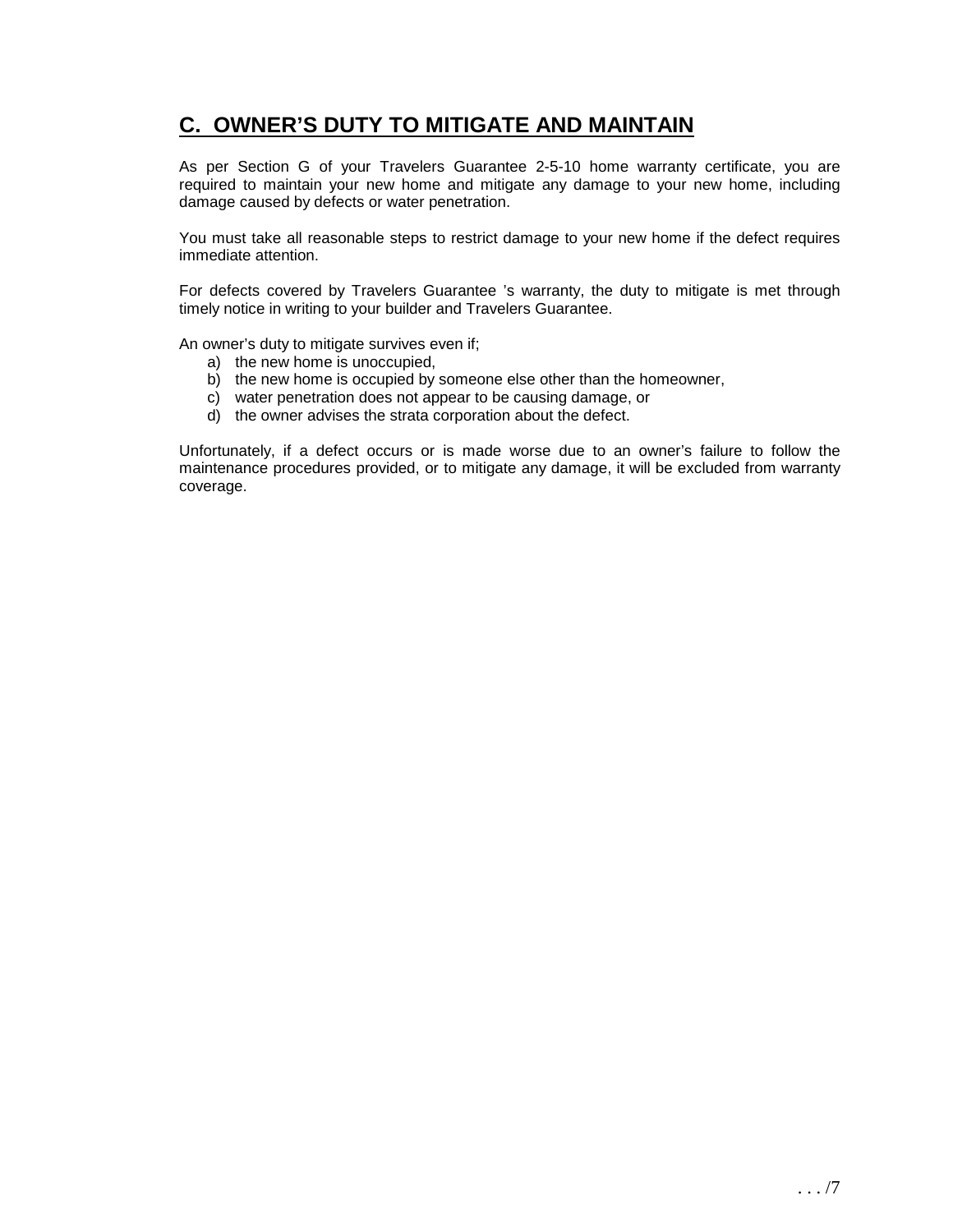## C. OWNER'S DUTY TO MITIGATE AND MAINTAIN

As per Section G of your Travelers Guarantee 2-5-10 home warranty certificate, you are required to maintain your new home and mitigate any damage to your new home, including damage caused by defects or water penetration.

You must take all reasonable steps to restrict damage to your new home if the defect requires immediate attention.

For defects covered by Travelers Guarantee 's warranty, the duty to mitigate is met through timely notice in writing to your builder and Travelers Guarantee.

An owner's duty to mitigate survives even if;

a) the new home is unoccupied,
b) the new home is occupied by someone else other than the homeowner,
c) water penetration does not appear to be causing damage, or
d) the owner advises the strata corporation about the defect.

Unfortunately, if a defect occurs or is made worse due to an owner's failure to follow the maintenance procedures provided, or to mitigate any damage, it will be excluded from warranty coverage.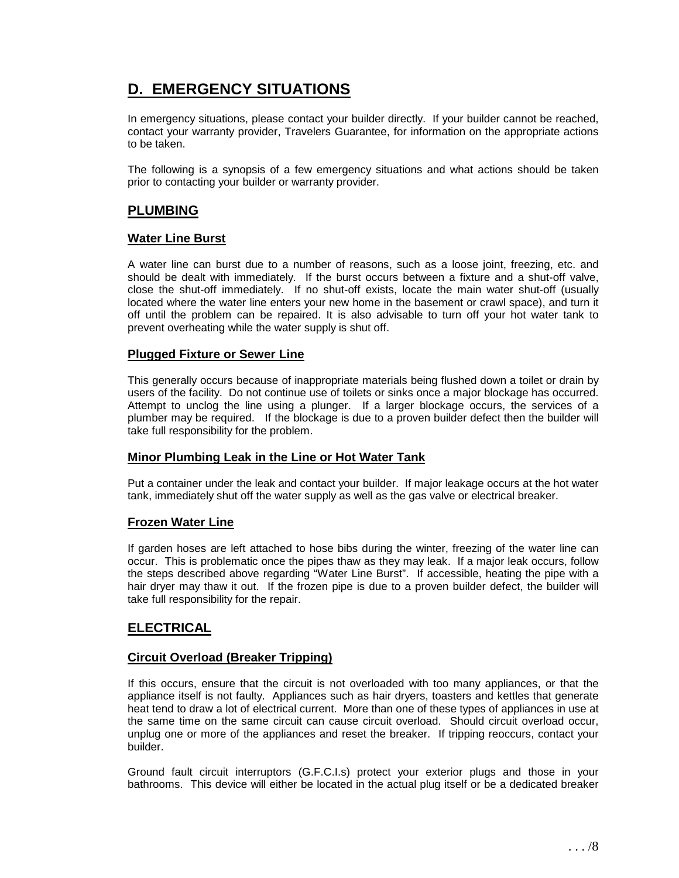# D. EMERGENCY SITUATIONS

In emergency situations, please contact your builder directly. If your builder cannot be reached, contact your warranty provider, Travelers Guarantee, for information on the appropriate actions to be taken.

The following is a synopsis of a few emergency situations and what actions should be taken prior to contacting your builder or warranty provider.

## PLUMBING

### Water Line Burst

A water line can burst due to a number of reasons, such as a loose joint, freezing, etc. and should be dealt with immediately. If the burst occurs between a fixture and a shut-off valve, close the shut-off immediately. If no shut-off exists, locate the main water shut-off (usually located where the water line enters your new home in the basement or crawl space), and turn it off until the problem can be repaired. It is also advisable to turn off your hot water tank to prevent overheating while the water supply is shut off.

### Plugged Fixture or Sewer Line

This generally occurs because of inappropriate materials being flushed down a toilet or drain by users of the facility. Do not continue use of toilets or sinks once a major blockage has occurred. Attempt to unclog the line using a plunger. If a larger blockage occurs, the services of a plumber may be required. If the blockage is due to a proven builder defect then the builder will take full responsibility for the problem.

### Minor Plumbing Leak in the Line or Hot Water Tank

Put a container under the leak and contact your builder. If major leakage occurs at the hot water tank, immediately shut off the water supply as well as the gas valve or electrical breaker.

### Frozen Water Line

If garden hoses are left attached to hose bibs during the winter, freezing of the water line can occur. This is problematic once the pipes thaw as they may leak. If a major leak occurs, follow the steps described above regarding "Water Line Burst". If accessible, heating the pipe with a hair dryer may thaw it out. If the frozen pipe is due to a proven builder defect, the builder will take full responsibility for the repair.

## ELECTRICAL

### Circuit Overload (Breaker Tripping)

If this occurs, ensure that the circuit is not overloaded with too many appliances, or that the appliance itself is not faulty. Appliances such as hair dryers, toasters and kettles that generate heat tend to draw a lot of electrical current. More than one of these types of appliances in use at the same time on the same circuit can cause circuit overload. Should circuit overload occur, unplug one or more of the appliances and reset the breaker. If tripping reoccurs, contact your builder.

Ground fault circuit interruptors (G.F.C.I.s) protect your exterior plugs and those in your bathrooms. This device will either be located in the actual plug itself or be a dedicated breaker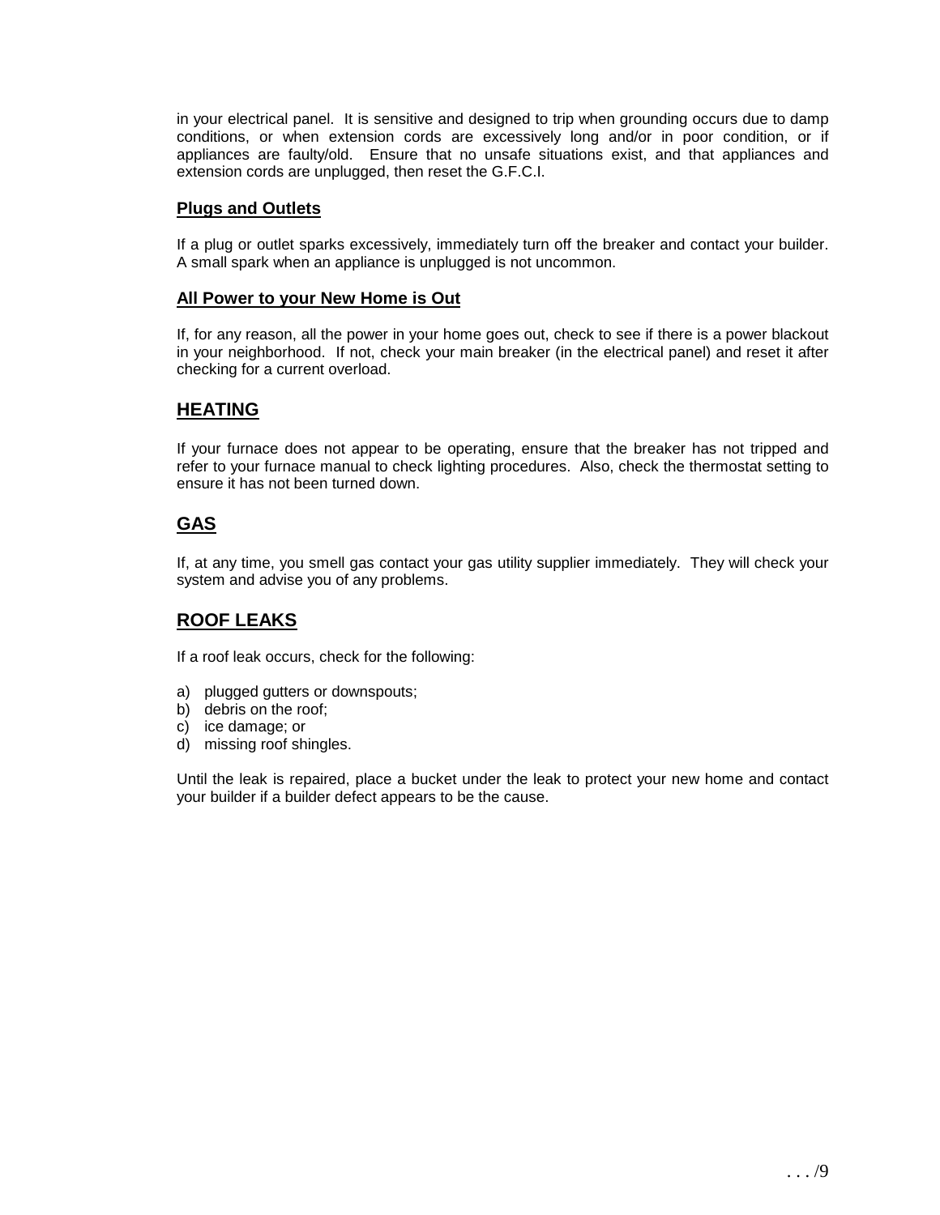in your electrical panel. It is sensitive and designed to trip when grounding occurs due to damp conditions, or when extension cords are excessively long and/or in poor condition, or if appliances are faulty/old. Ensure that no unsafe situations exist, and that appliances and extension cords are unplugged, then reset the G.F.C.I.

### Plugs and Outlets

If a plug or outlet sparks excessively, immediately turn off the breaker and contact your builder. A small spark when an appliance is unplugged is not uncommon.

### All Power to your New Home is Out

If, for any reason, all the power in your home goes out, check to see if there is a power blackout in your neighborhood. If not, check your main breaker (in the electrical panel) and reset it after checking for a current overload.

## HEATING

If your furnace does not appear to be operating, ensure that the breaker has not tripped and refer to your furnace manual to check lighting procedures. Also, check the thermostat setting to ensure it has not been turned down.

## GAS

If, at any time, you smell gas contact your gas utility supplier immediately. They will check your system and advise you of any problems.

## ROOF LEAKS

If a roof leak occurs, check for the following:

a) plugged gutters or downspouts;
b) debris on the roof;
c) ice damage; or
d) missing roof shingles.

Until the leak is repaired, place a bucket under the leak to protect your new home and contact your builder if a builder defect appears to be the cause.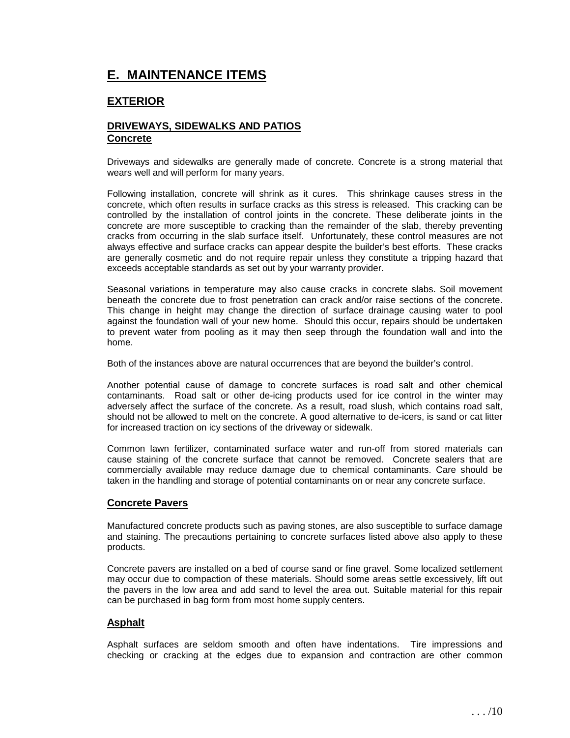# E. MAINTENANCE ITEMS

## EXTERIOR

### DRIVEWAYS, SIDEWALKS AND PATIOS

#### Concrete

Driveways and sidewalks are generally made of concrete. Concrete is a strong material that wears well and will perform for many years.

Following installation, concrete will shrink as it cures. This shrinkage causes stress in the concrete, which often results in surface cracks as this stress is released. This cracking can be controlled by the installation of control joints in the concrete. These deliberate joints in the concrete are more susceptible to cracking than the remainder of the slab, thereby preventing cracks from occurring in the slab surface itself. Unfortunately, these control measures are not always effective and surface cracks can appear despite the builder's best efforts. These cracks are generally cosmetic and do not require repair unless they constitute a tripping hazard that exceeds acceptable standards as set out by your warranty provider.

Seasonal variations in temperature may also cause cracks in concrete slabs. Soil movement beneath the concrete due to frost penetration can crack and/or raise sections of the concrete. This change in height may change the direction of surface drainage causing water to pool against the foundation wall of your new home. Should this occur, repairs should be undertaken to prevent water from pooling as it may then seep through the foundation wall and into the home.

Both of the instances above are natural occurrences that are beyond the builder's control.

Another potential cause of damage to concrete surfaces is road salt and other chemical contaminants. Road salt or other de-icing products used for ice control in the winter may adversely affect the surface of the concrete. As a result, road slush, which contains road salt, should not be allowed to melt on the concrete. A good alternative to de-icers, is sand or cat litter for increased traction on icy sections of the driveway or sidewalk.

Common lawn fertilizer, contaminated surface water and run-off from stored materials can cause staining of the concrete surface that cannot be removed. Concrete sealers that are commercially available may reduce damage due to chemical contaminants. Care should be taken in the handling and storage of potential contaminants on or near any concrete surface.

#### Concrete Pavers

Manufactured concrete products such as paving stones, are also susceptible to surface damage and staining. The precautions pertaining to concrete surfaces listed above also apply to these products.

Concrete pavers are installed on a bed of course sand or fine gravel. Some localized settlement may occur due to compaction of these materials. Should some areas settle excessively, lift out the pavers in the low area and add sand to level the area out. Suitable material for this repair can be purchased in bag form from most home supply centers.

#### Asphalt

Asphalt surfaces are seldom smooth and often have indentations. Tire impressions and checking or cracking at the edges due to expansion and contraction are other common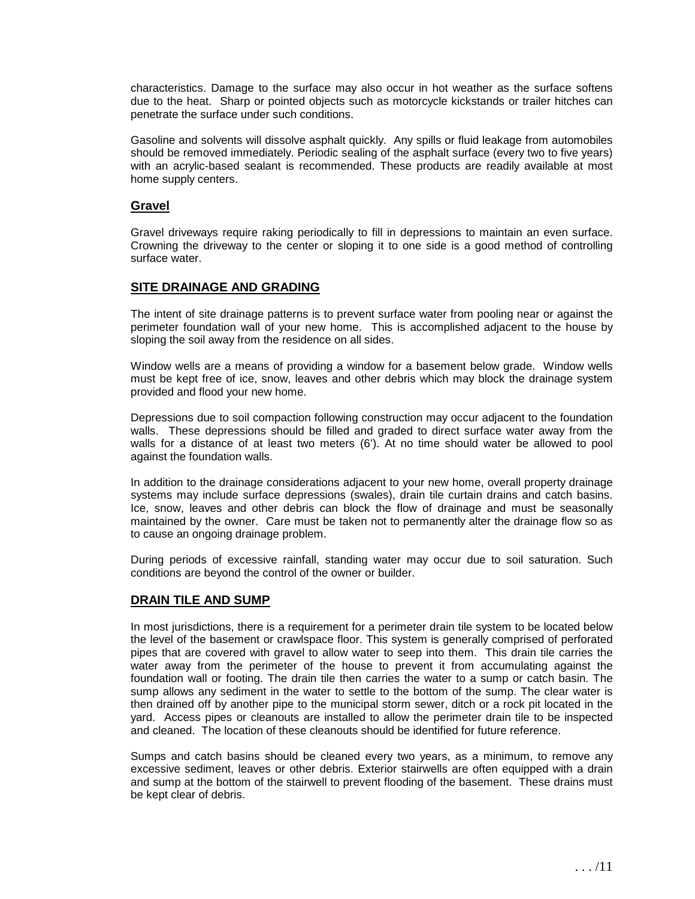characteristics. Damage to the surface may also occur in hot weather as the surface softens due to the heat. Sharp or pointed objects such as motorcycle kickstands or trailer hitches can penetrate the surface under such conditions.

Gasoline and solvents will dissolve asphalt quickly. Any spills or fluid leakage from automobiles should be removed immediately. Periodic sealing of the asphalt surface (every two to five years) with an acrylic-based sealant is recommended. These products are readily available at most home supply centers.

### Gravel

Gravel driveways require raking periodically to fill in depressions to maintain an even surface. Crowning the driveway to the center or sloping it to one side is a good method of controlling surface water.

## SITE DRAINAGE AND GRADING

The intent of site drainage patterns is to prevent surface water from pooling near or against the perimeter foundation wall of your new home. This is accomplished adjacent to the house by sloping the soil away from the residence on all sides.

Window wells are a means of providing a window for a basement below grade. Window wells must be kept free of ice, snow, leaves and other debris which may block the drainage system provided and flood your new home.

Depressions due to soil compaction following construction may occur adjacent to the foundation walls. These depressions should be filled and graded to direct surface water away from the walls for a distance of at least two meters (6'). At no time should water be allowed to pool against the foundation walls.

In addition to the drainage considerations adjacent to your new home, overall property drainage systems may include surface depressions (swales), drain tile curtain drains and catch basins. Ice, snow, leaves and other debris can block the flow of drainage and must be seasonally maintained by the owner. Care must be taken not to permanently alter the drainage flow so as to cause an ongoing drainage problem.

During periods of excessive rainfall, standing water may occur due to soil saturation. Such conditions are beyond the control of the owner or builder.

## DRAIN TILE AND SUMP

In most jurisdictions, there is a requirement for a perimeter drain tile system to be located below the level of the basement or crawlspace floor. This system is generally comprised of perforated pipes that are covered with gravel to allow water to seep into them. This drain tile carries the water away from the perimeter of the house to prevent it from accumulating against the foundation wall or footing. The drain tile then carries the water to a sump or catch basin. The sump allows any sediment in the water to settle to the bottom of the sump. The clear water is then drained off by another pipe to the municipal storm sewer, ditch or a rock pit located in the yard. Access pipes or cleanouts are installed to allow the perimeter drain tile to be inspected and cleaned. The location of these cleanouts should be identified for future reference.

Sumps and catch basins should be cleaned every two years, as a minimum, to remove any excessive sediment, leaves or other debris. Exterior stairwells are often equipped with a drain and sump at the bottom of the stairwell to prevent flooding of the basement. These drains must be kept clear of debris.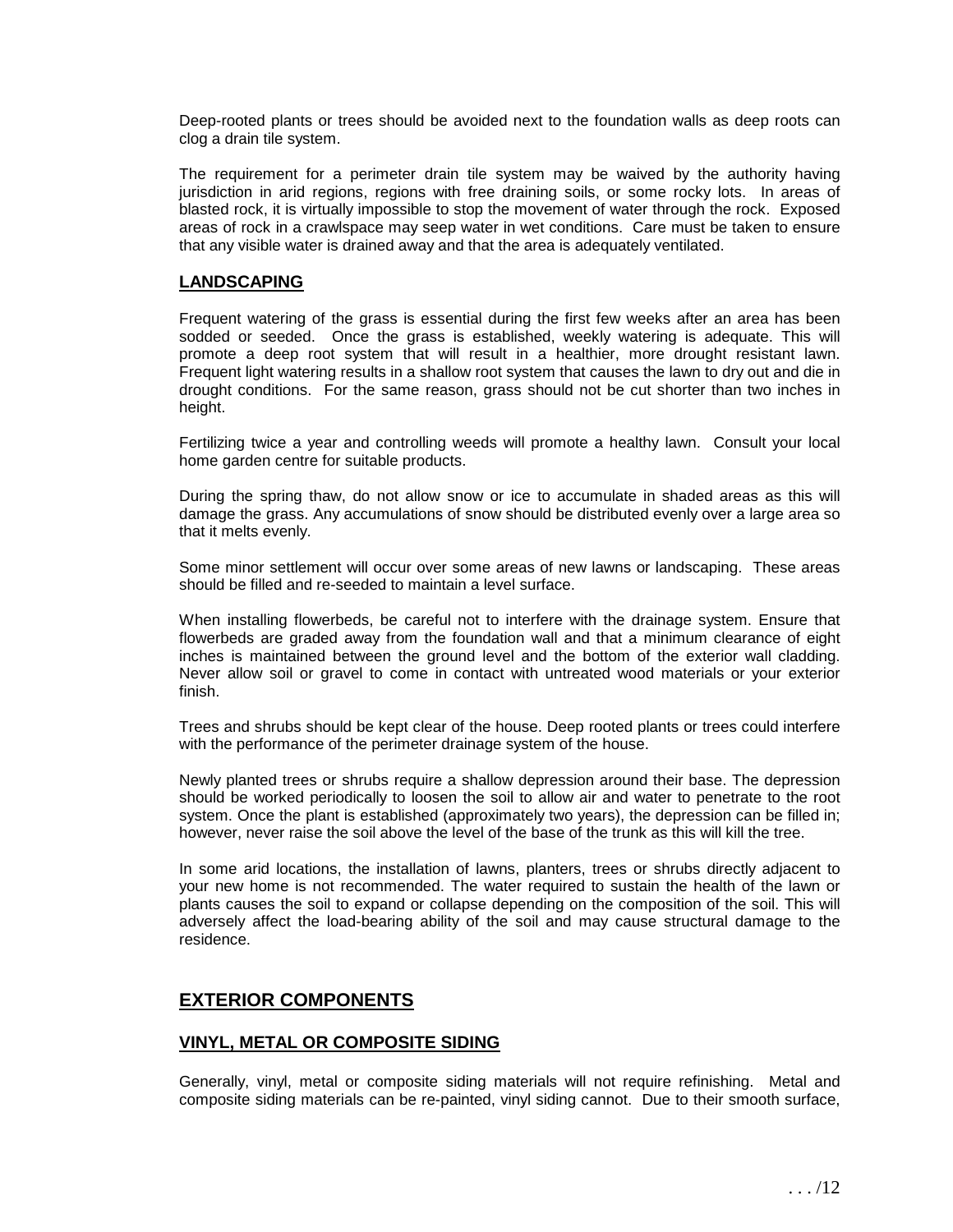Deep-rooted plants or trees should be avoided next to the foundation walls as deep roots can clog a drain tile system.

The requirement for a perimeter drain tile system may be waived by the authority having jurisdiction in arid regions, regions with free draining soils, or some rocky lots. In areas of blasted rock, it is virtually impossible to stop the movement of water through the rock. Exposed areas of rock in a crawlspace may seep water in wet conditions. Care must be taken to ensure that any visible water is drained away and that the area is adequately ventilated.

### LANDSCAPING

Frequent watering of the grass is essential during the first few weeks after an area has been sodded or seeded. Once the grass is established, weekly watering is adequate. This will promote a deep root system that will result in a healthier, more drought resistant lawn. Frequent light watering results in a shallow root system that causes the lawn to dry out and die in drought conditions. For the same reason, grass should not be cut shorter than two inches in height.

Fertilizing twice a year and controlling weeds will promote a healthy lawn. Consult your local home garden centre for suitable products.

During the spring thaw, do not allow snow or ice to accumulate in shaded areas as this will damage the grass. Any accumulations of snow should be distributed evenly over a large area so that it melts evenly.

Some minor settlement will occur over some areas of new lawns or landscaping. These areas should be filled and re-seeded to maintain a level surface.

When installing flowerbeds, be careful not to interfere with the drainage system. Ensure that flowerbeds are graded away from the foundation wall and that a minimum clearance of eight inches is maintained between the ground level and the bottom of the exterior wall cladding. Never allow soil or gravel to come in contact with untreated wood materials or your exterior finish.

Trees and shrubs should be kept clear of the house. Deep rooted plants or trees could interfere with the performance of the perimeter drainage system of the house.

Newly planted trees or shrubs require a shallow depression around their base. The depression should be worked periodically to loosen the soil to allow air and water to penetrate to the root system. Once the plant is established (approximately two years), the depression can be filled in; however, never raise the soil above the level of the base of the trunk as this will kill the tree.

In some arid locations, the installation of lawns, planters, trees or shrubs directly adjacent to your new home is not recommended. The water required to sustain the health of the lawn or plants causes the soil to expand or collapse depending on the composition of the soil. This will adversely affect the load-bearing ability of the soil and may cause structural damage to the residence.

## EXTERIOR COMPONENTS

### VINYL, METAL OR COMPOSITE SIDING

Generally, vinyl, metal or composite siding materials will not require refinishing. Metal and composite siding materials can be re-painted, vinyl siding cannot. Due to their smooth surface,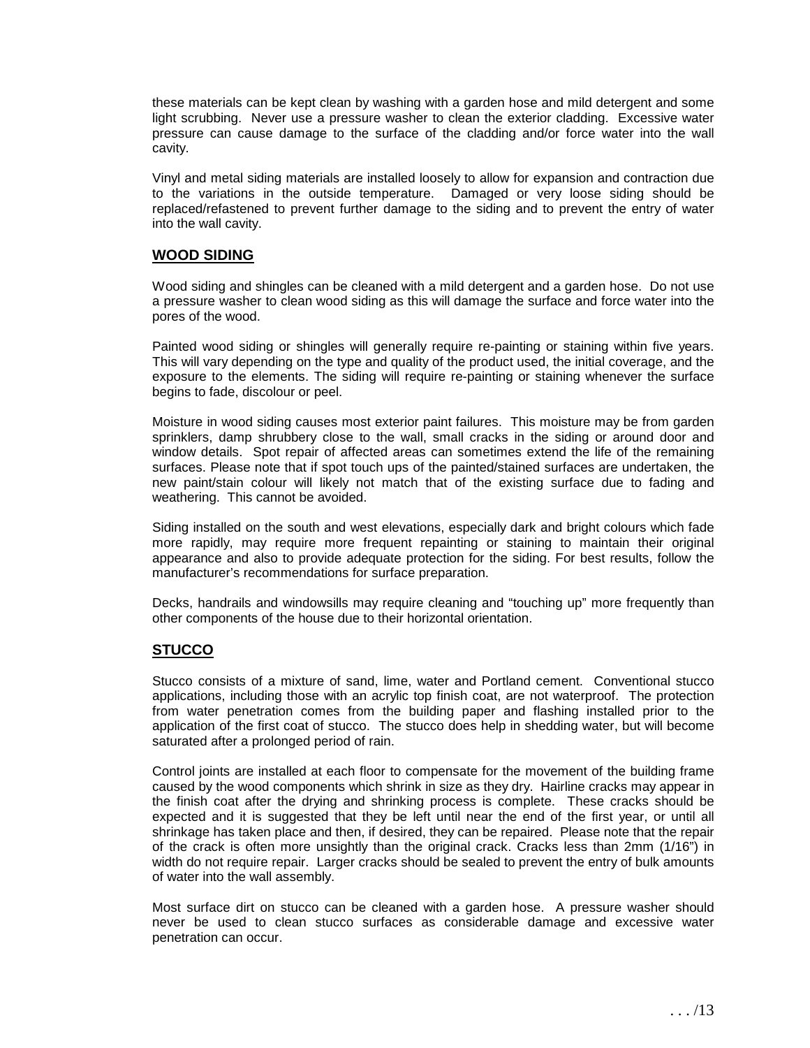these materials can be kept clean by washing with a garden hose and mild detergent and some light scrubbing. Never use a pressure washer to clean the exterior cladding. Excessive water pressure can cause damage to the surface of the cladding and/or force water into the wall cavity.

Vinyl and metal siding materials are installed loosely to allow for expansion and contraction due to the variations in the outside temperature. Damaged or very loose siding should be replaced/refastened to prevent further damage to the siding and to prevent the entry of water into the wall cavity.

## WOOD SIDING

Wood siding and shingles can be cleaned with a mild detergent and a garden hose. Do not use a pressure washer to clean wood siding as this will damage the surface and force water into the pores of the wood.

Painted wood siding or shingles will generally require re-painting or staining within five years. This will vary depending on the type and quality of the product used, the initial coverage, and the exposure to the elements. The siding will require re-painting or staining whenever the surface begins to fade, discolour or peel.

Moisture in wood siding causes most exterior paint failures. This moisture may be from garden sprinklers, damp shrubbery close to the wall, small cracks in the siding or around door and window details. Spot repair of affected areas can sometimes extend the life of the remaining surfaces. Please note that if spot touch ups of the painted/stained surfaces are undertaken, the new paint/stain colour will likely not match that of the existing surface due to fading and weathering. This cannot be avoided.

Siding installed on the south and west elevations, especially dark and bright colours which fade more rapidly, may require more frequent repainting or staining to maintain their original appearance and also to provide adequate protection for the siding. For best results, follow the manufacturer's recommendations for surface preparation.

Decks, handrails and windowsills may require cleaning and "touching up" more frequently than other components of the house due to their horizontal orientation.

## STUCCO

Stucco consists of a mixture of sand, lime, water and Portland cement. Conventional stucco applications, including those with an acrylic top finish coat, are not waterproof. The protection from water penetration comes from the building paper and flashing installed prior to the application of the first coat of stucco. The stucco does help in shedding water, but will become saturated after a prolonged period of rain.

Control joints are installed at each floor to compensate for the movement of the building frame caused by the wood components which shrink in size as they dry. Hairline cracks may appear in the finish coat after the drying and shrinking process is complete. These cracks should be expected and it is suggested that they be left until near the end of the first year, or until all shrinkage has taken place and then, if desired, they can be repaired. Please note that the repair of the crack is often more unsightly than the original crack. Cracks less than 2mm (1/16") in width do not require repair. Larger cracks should be sealed to prevent the entry of bulk amounts of water into the wall assembly.

Most surface dirt on stucco can be cleaned with a garden hose. A pressure washer should never be used to clean stucco surfaces as considerable damage and excessive water penetration can occur.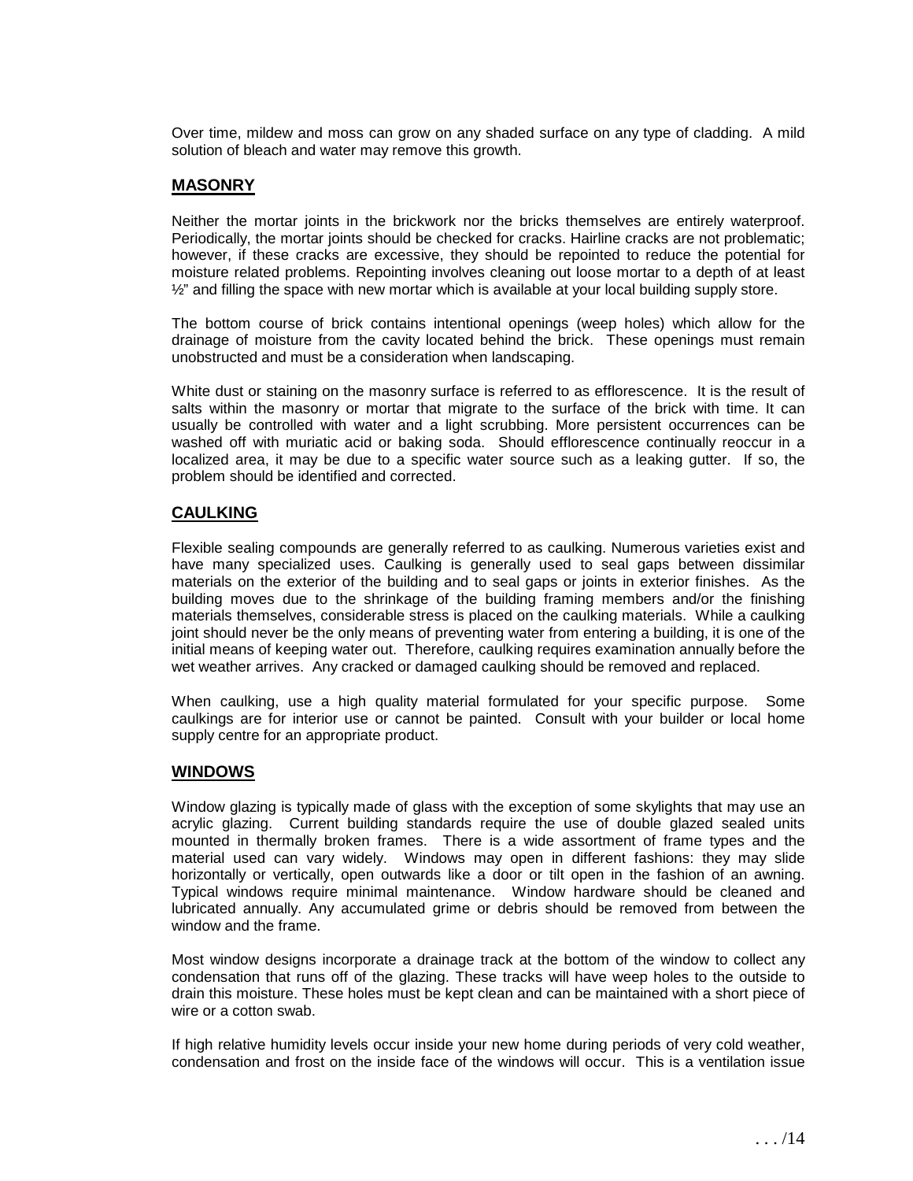Over time, mildew and moss can grow on any shaded surface on any type of cladding. A mild solution of bleach and water may remove this growth.

## MASONRY

Neither the mortar joints in the brickwork nor the bricks themselves are entirely waterproof. Periodically, the mortar joints should be checked for cracks. Hairline cracks are not problematic; however, if these cracks are excessive, they should be repointed to reduce the potential for moisture related problems. Repointing involves cleaning out loose mortar to a depth of at least ½" and filling the space with new mortar which is available at your local building supply store.

The bottom course of brick contains intentional openings (weep holes) which allow for the drainage of moisture from the cavity located behind the brick. These openings must remain unobstructed and must be a consideration when landscaping.

White dust or staining on the masonry surface is referred to as efflorescence. It is the result of salts within the masonry or mortar that migrate to the surface of the brick with time. It can usually be controlled with water and a light scrubbing. More persistent occurrences can be washed off with muriatic acid or baking soda. Should efflorescence continually reoccur in a localized area, it may be due to a specific water source such as a leaking gutter. If so, the problem should be identified and corrected.

## CAULKING

Flexible sealing compounds are generally referred to as caulking. Numerous varieties exist and have many specialized uses. Caulking is generally used to seal gaps between dissimilar materials on the exterior of the building and to seal gaps or joints in exterior finishes. As the building moves due to the shrinkage of the building framing members and/or the finishing materials themselves, considerable stress is placed on the caulking materials. While a caulking joint should never be the only means of preventing water from entering a building, it is one of the initial means of keeping water out. Therefore, caulking requires examination annually before the wet weather arrives. Any cracked or damaged caulking should be removed and replaced.

When caulking, use a high quality material formulated for your specific purpose. Some caulkings are for interior use or cannot be painted. Consult with your builder or local home supply centre for an appropriate product.

## WINDOWS

Window glazing is typically made of glass with the exception of some skylights that may use an acrylic glazing. Current building standards require the use of double glazed sealed units mounted in thermally broken frames. There is a wide assortment of frame types and the material used can vary widely. Windows may open in different fashions: they may slide horizontally or vertically, open outwards like a door or tilt open in the fashion of an awning. Typical windows require minimal maintenance. Window hardware should be cleaned and lubricated annually. Any accumulated grime or debris should be removed from between the window and the frame.

Most window designs incorporate a drainage track at the bottom of the window to collect any condensation that runs off of the glazing. These tracks will have weep holes to the outside to drain this moisture. These holes must be kept clean and can be maintained with a short piece of wire or a cotton swab.

If high relative humidity levels occur inside your new home during periods of very cold weather, condensation and frost on the inside face of the windows will occur. This is a ventilation issue

. . . /14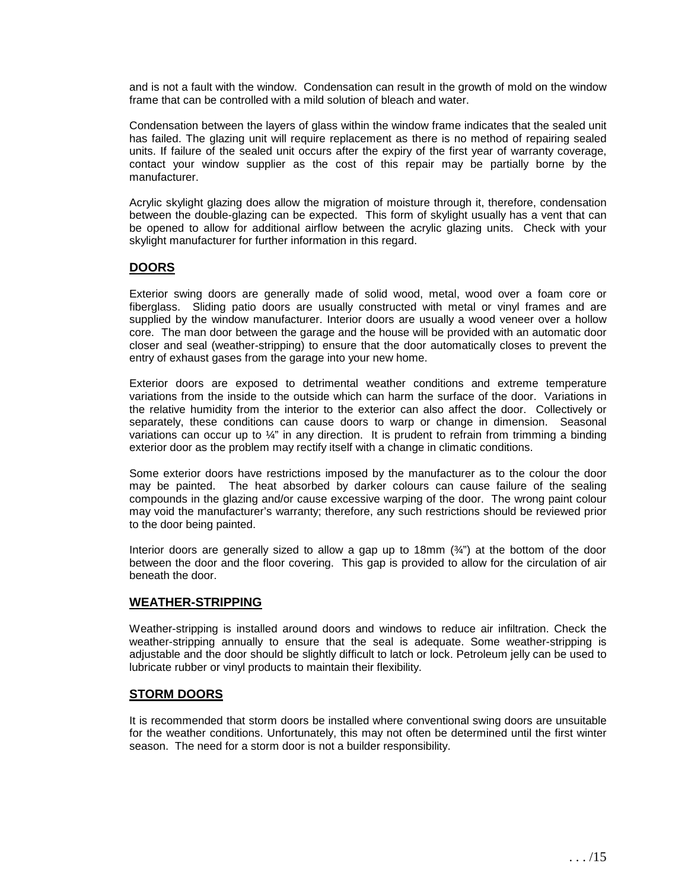and is not a fault with the window. Condensation can result in the growth of mold on the window frame that can be controlled with a mild solution of bleach and water.

Condensation between the layers of glass within the window frame indicates that the sealed unit has failed. The glazing unit will require replacement as there is no method of repairing sealed units. If failure of the sealed unit occurs after the expiry of the first year of warranty coverage, contact your window supplier as the cost of this repair may be partially borne by the manufacturer.

Acrylic skylight glazing does allow the migration of moisture through it, therefore, condensation between the double-glazing can be expected. This form of skylight usually has a vent that can be opened to allow for additional airflow between the acrylic glazing units. Check with your skylight manufacturer for further information in this regard.

## DOORS

Exterior swing doors are generally made of solid wood, metal, wood over a foam core or fiberglass. Sliding patio doors are usually constructed with metal or vinyl frames and are supplied by the window manufacturer. Interior doors are usually a wood veneer over a hollow core. The man door between the garage and the house will be provided with an automatic door closer and seal (weather-stripping) to ensure that the door automatically closes to prevent the entry of exhaust gases from the garage into your new home.

Exterior doors are exposed to detrimental weather conditions and extreme temperature variations from the inside to the outside which can harm the surface of the door. Variations in the relative humidity from the interior to the exterior can also affect the door. Collectively or separately, these conditions can cause doors to warp or change in dimension. Seasonal variations can occur up to ¼" in any direction. It is prudent to refrain from trimming a binding exterior door as the problem may rectify itself with a change in climatic conditions.

Some exterior doors have restrictions imposed by the manufacturer as to the colour the door may be painted. The heat absorbed by darker colours can cause failure of the sealing compounds in the glazing and/or cause excessive warping of the door. The wrong paint colour may void the manufacturer's warranty; therefore, any such restrictions should be reviewed prior to the door being painted.

Interior doors are generally sized to allow a gap up to 18mm (¾") at the bottom of the door between the door and the floor covering. This gap is provided to allow for the circulation of air beneath the door.

## WEATHER-STRIPPING

Weather-stripping is installed around doors and windows to reduce air infiltration. Check the weather-stripping annually to ensure that the seal is adequate. Some weather-stripping is adjustable and the door should be slightly difficult to latch or lock. Petroleum jelly can be used to lubricate rubber or vinyl products to maintain their flexibility.

## STORM DOORS

It is recommended that storm doors be installed where conventional swing doors are unsuitable for the weather conditions. Unfortunately, this may not often be determined until the first winter season. The need for a storm door is not a builder responsibility.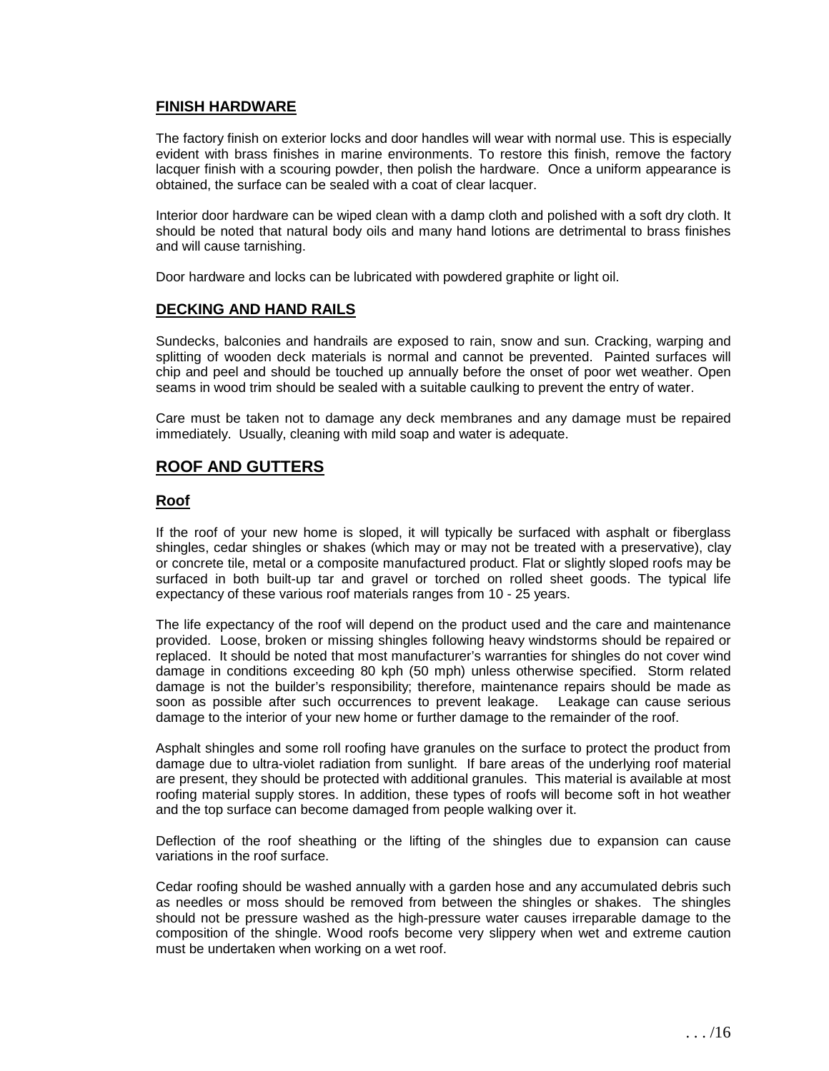### FINISH HARDWARE

The factory finish on exterior locks and door handles will wear with normal use. This is especially evident with brass finishes in marine environments. To restore this finish, remove the factory lacquer finish with a scouring powder, then polish the hardware. Once a uniform appearance is obtained, the surface can be sealed with a coat of clear lacquer.

Interior door hardware can be wiped clean with a damp cloth and polished with a soft dry cloth. It should be noted that natural body oils and many hand lotions are detrimental to brass finishes and will cause tarnishing.

Door hardware and locks can be lubricated with powdered graphite or light oil.

### DECKING AND HAND RAILS

Sundecks, balconies and handrails are exposed to rain, snow and sun. Cracking, warping and splitting of wooden deck materials is normal and cannot be prevented. Painted surfaces will chip and peel and should be touched up annually before the onset of poor wet weather. Open seams in wood trim should be sealed with a suitable caulking to prevent the entry of water.

Care must be taken not to damage any deck membranes and any damage must be repaired immediately. Usually, cleaning with mild soap and water is adequate.

## ROOF AND GUTTERS

### Roof

If the roof of your new home is sloped, it will typically be surfaced with asphalt or fiberglass shingles, cedar shingles or shakes (which may or may not be treated with a preservative), clay or concrete tile, metal or a composite manufactured product. Flat or slightly sloped roofs may be surfaced in both built-up tar and gravel or torched on rolled sheet goods. The typical life expectancy of these various roof materials ranges from 10 - 25 years.

The life expectancy of the roof will depend on the product used and the care and maintenance provided. Loose, broken or missing shingles following heavy windstorms should be repaired or replaced. It should be noted that most manufacturer's warranties for shingles do not cover wind damage in conditions exceeding 80 kph (50 mph) unless otherwise specified. Storm related damage is not the builder's responsibility; therefore, maintenance repairs should be made as soon as possible after such occurrences to prevent leakage. Leakage can cause serious damage to the interior of your new home or further damage to the remainder of the roof.

Asphalt shingles and some roll roofing have granules on the surface to protect the product from damage due to ultra-violet radiation from sunlight. If bare areas of the underlying roof material are present, they should be protected with additional granules. This material is available at most roofing material supply stores. In addition, these types of roofs will become soft in hot weather and the top surface can become damaged from people walking over it.

Deflection of the roof sheathing or the lifting of the shingles due to expansion can cause variations in the roof surface.

Cedar roofing should be washed annually with a garden hose and any accumulated debris such as needles or moss should be removed from between the shingles or shakes. The shingles should not be pressure washed as the high-pressure water causes irreparable damage to the composition of the shingle. Wood roofs become very slippery when wet and extreme caution must be undertaken when working on a wet roof.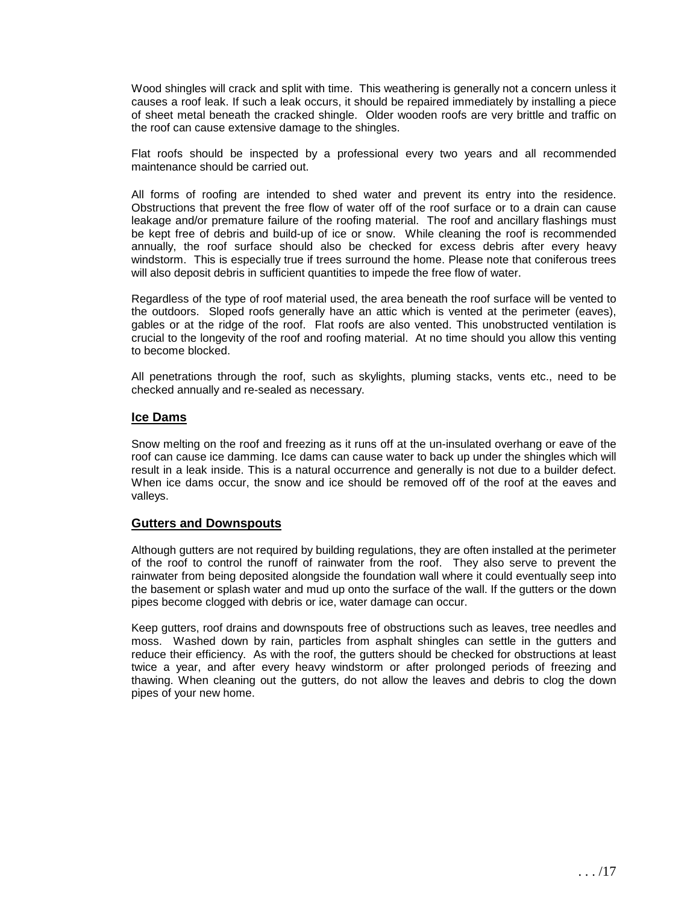Wood shingles will crack and split with time. This weathering is generally not a concern unless it causes a roof leak. If such a leak occurs, it should be repaired immediately by installing a piece of sheet metal beneath the cracked shingle. Older wooden roofs are very brittle and traffic on the roof can cause extensive damage to the shingles.

Flat roofs should be inspected by a professional every two years and all recommended maintenance should be carried out.

All forms of roofing are intended to shed water and prevent its entry into the residence. Obstructions that prevent the free flow of water off of the roof surface or to a drain can cause leakage and/or premature failure of the roofing material. The roof and ancillary flashings must be kept free of debris and build-up of ice or snow. While cleaning the roof is recommended annually, the roof surface should also be checked for excess debris after every heavy windstorm. This is especially true if trees surround the home. Please note that coniferous trees will also deposit debris in sufficient quantities to impede the free flow of water.

Regardless of the type of roof material used, the area beneath the roof surface will be vented to the outdoors. Sloped roofs generally have an attic which is vented at the perimeter (eaves), gables or at the ridge of the roof. Flat roofs are also vented. This unobstructed ventilation is crucial to the longevity of the roof and roofing material. At no time should you allow this venting to become blocked.

All penetrations through the roof, such as skylights, pluming stacks, vents etc., need to be checked annually and re-sealed as necessary.

## Ice Dams

Snow melting on the roof and freezing as it runs off at the un-insulated overhang or eave of the roof can cause ice damming. Ice dams can cause water to back up under the shingles which will result in a leak inside. This is a natural occurrence and generally is not due to a builder defect. When ice dams occur, the snow and ice should be removed off of the roof at the eaves and valleys.

## Gutters and Downspouts

Although gutters are not required by building regulations, they are often installed at the perimeter of the roof to control the runoff of rainwater from the roof. They also serve to prevent the rainwater from being deposited alongside the foundation wall where it could eventually seep into the basement or splash water and mud up onto the surface of the wall. If the gutters or the down pipes become clogged with debris or ice, water damage can occur.

Keep gutters, roof drains and downspouts free of obstructions such as leaves, tree needles and moss. Washed down by rain, particles from asphalt shingles can settle in the gutters and reduce their efficiency. As with the roof, the gutters should be checked for obstructions at least twice a year, and after every heavy windstorm or after prolonged periods of freezing and thawing. When cleaning out the gutters, do not allow the leaves and debris to clog the down pipes of your new home.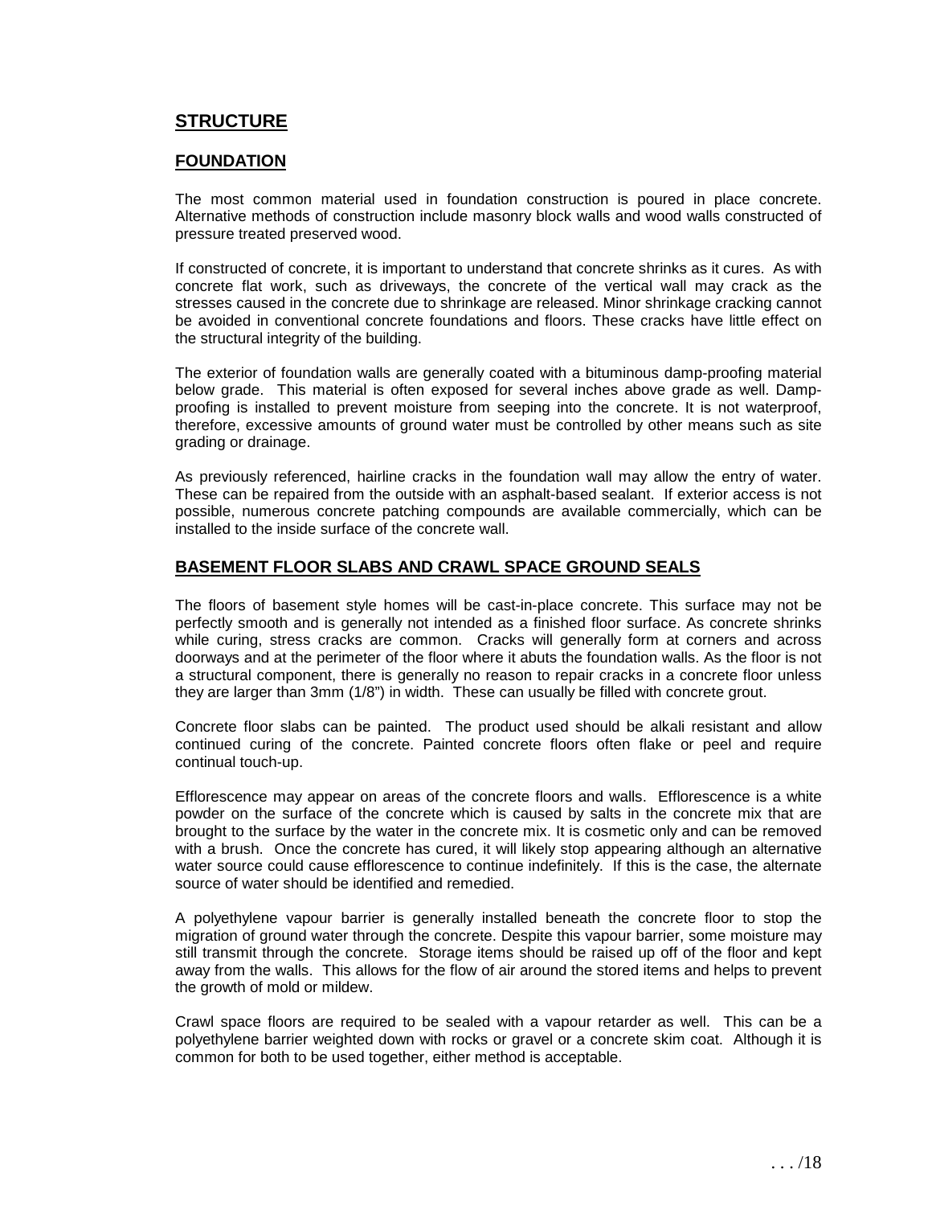## STRUCTURE

### FOUNDATION

The most common material used in foundation construction is poured in place concrete. Alternative methods of construction include masonry block walls and wood walls constructed of pressure treated preserved wood.

If constructed of concrete, it is important to understand that concrete shrinks as it cures. As with concrete flat work, such as driveways, the concrete of the vertical wall may crack as the stresses caused in the concrete due to shrinkage are released. Minor shrinkage cracking cannot be avoided in conventional concrete foundations and floors. These cracks have little effect on the structural integrity of the building.

The exterior of foundation walls are generally coated with a bituminous damp-proofing material below grade. This material is often exposed for several inches above grade as well. Damp-proofing is installed to prevent moisture from seeping into the concrete. It is not waterproof, therefore, excessive amounts of ground water must be controlled by other means such as site grading or drainage.

As previously referenced, hairline cracks in the foundation wall may allow the entry of water. These can be repaired from the outside with an asphalt-based sealant. If exterior access is not possible, numerous concrete patching compounds are available commercially, which can be installed to the inside surface of the concrete wall.

### BASEMENT FLOOR SLABS AND CRAWL SPACE GROUND SEALS

The floors of basement style homes will be cast-in-place concrete. This surface may not be perfectly smooth and is generally not intended as a finished floor surface. As concrete shrinks while curing, stress cracks are common. Cracks will generally form at corners and across doorways and at the perimeter of the floor where it abuts the foundation walls. As the floor is not a structural component, there is generally no reason to repair cracks in a concrete floor unless they are larger than 3mm (1/8") in width. These can usually be filled with concrete grout.

Concrete floor slabs can be painted. The product used should be alkali resistant and allow continued curing of the concrete. Painted concrete floors often flake or peel and require continual touch-up.

Efflorescence may appear on areas of the concrete floors and walls. Efflorescence is a white powder on the surface of the concrete which is caused by salts in the concrete mix that are brought to the surface by the water in the concrete mix. It is cosmetic only and can be removed with a brush. Once the concrete has cured, it will likely stop appearing although an alternative water source could cause efflorescence to continue indefinitely. If this is the case, the alternate source of water should be identified and remedied.

A polyethylene vapour barrier is generally installed beneath the concrete floor to stop the migration of ground water through the concrete. Despite this vapour barrier, some moisture may still transmit through the concrete. Storage items should be raised up off of the floor and kept away from the walls. This allows for the flow of air around the stored items and helps to prevent the growth of mold or mildew.

Crawl space floors are required to be sealed with a vapour retarder as well. This can be a polyethylene barrier weighted down with rocks or gravel or a concrete skim coat. Although it is common for both to be used together, either method is acceptable.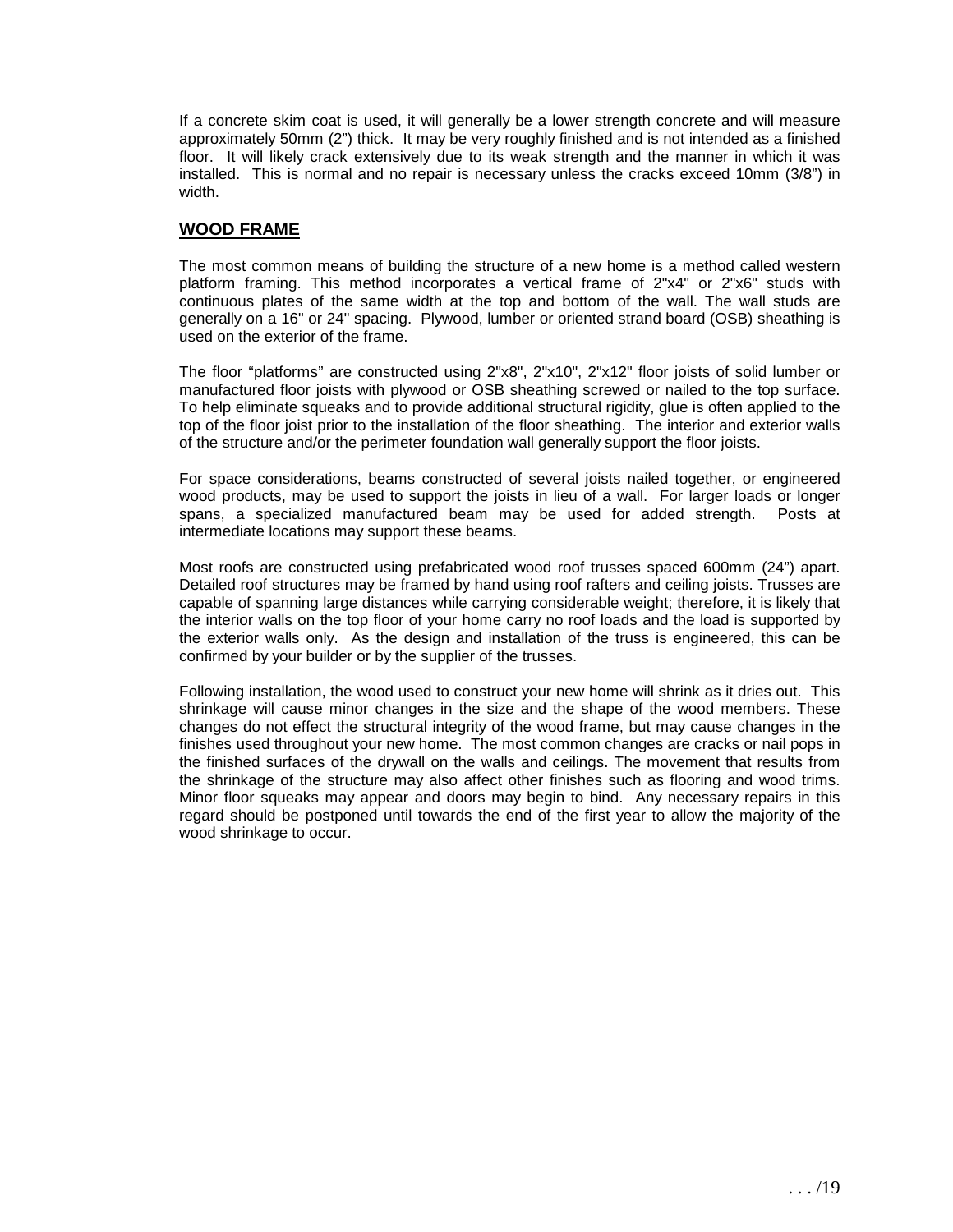If a concrete skim coat is used, it will generally be a lower strength concrete and will measure approximately 50mm (2") thick. It may be very roughly finished and is not intended as a finished floor. It will likely crack extensively due to its weak strength and the manner in which it was installed. This is normal and no repair is necessary unless the cracks exceed 10mm (3/8") in width.

## WOOD FRAME

The most common means of building the structure of a new home is a method called western platform framing. This method incorporates a vertical frame of 2"x4" or 2"x6" studs with continuous plates of the same width at the top and bottom of the wall. The wall studs are generally on a 16" or 24" spacing. Plywood, lumber or oriented strand board (OSB) sheathing is used on the exterior of the frame.

The floor "platforms" are constructed using 2"x8", 2"x10", 2"x12" floor joists of solid lumber or manufactured floor joists with plywood or OSB sheathing screwed or nailed to the top surface. To help eliminate squeaks and to provide additional structural rigidity, glue is often applied to the top of the floor joist prior to the installation of the floor sheathing. The interior and exterior walls of the structure and/or the perimeter foundation wall generally support the floor joists.

For space considerations, beams constructed of several joists nailed together, or engineered wood products, may be used to support the joists in lieu of a wall. For larger loads or longer spans, a specialized manufactured beam may be used for added strength. Posts at intermediate locations may support these beams.

Most roofs are constructed using prefabricated wood roof trusses spaced 600mm (24") apart. Detailed roof structures may be framed by hand using roof rafters and ceiling joists. Trusses are capable of spanning large distances while carrying considerable weight; therefore, it is likely that the interior walls on the top floor of your home carry no roof loads and the load is supported by the exterior walls only. As the design and installation of the truss is engineered, this can be confirmed by your builder or by the supplier of the trusses.

Following installation, the wood used to construct your new home will shrink as it dries out. This shrinkage will cause minor changes in the size and the shape of the wood members. These changes do not effect the structural integrity of the wood frame, but may cause changes in the finishes used throughout your new home. The most common changes are cracks or nail pops in the finished surfaces of the drywall on the walls and ceilings. The movement that results from the shrinkage of the structure may also affect other finishes such as flooring and wood trims. Minor floor squeaks may appear and doors may begin to bind. Any necessary repairs in this regard should be postponed until towards the end of the first year to allow the majority of the wood shrinkage to occur.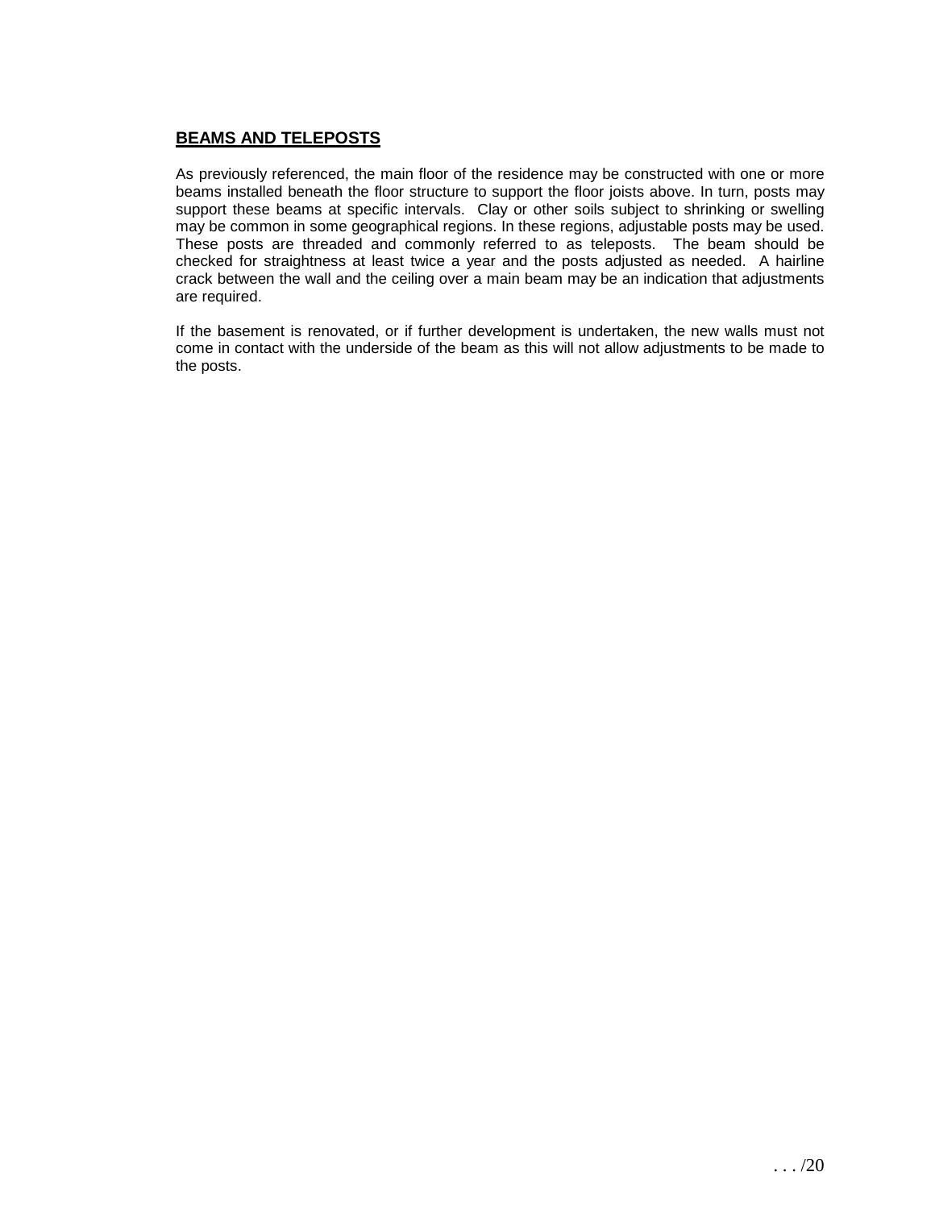## BEAMS AND TELEPOSTS

As previously referenced, the main floor of the residence may be constructed with one or more beams installed beneath the floor structure to support the floor joists above. In turn, posts may support these beams at specific intervals. Clay or other soils subject to shrinking or swelling may be common in some geographical regions. In these regions, adjustable posts may be used. These posts are threaded and commonly referred to as teleposts. The beam should be checked for straightness at least twice a year and the posts adjusted as needed. A hairline crack between the wall and the ceiling over a main beam may be an indication that adjustments are required.

If the basement is renovated, or if further development is undertaken, the new walls must not come in contact with the underside of the beam as this will not allow adjustments to be made to the posts.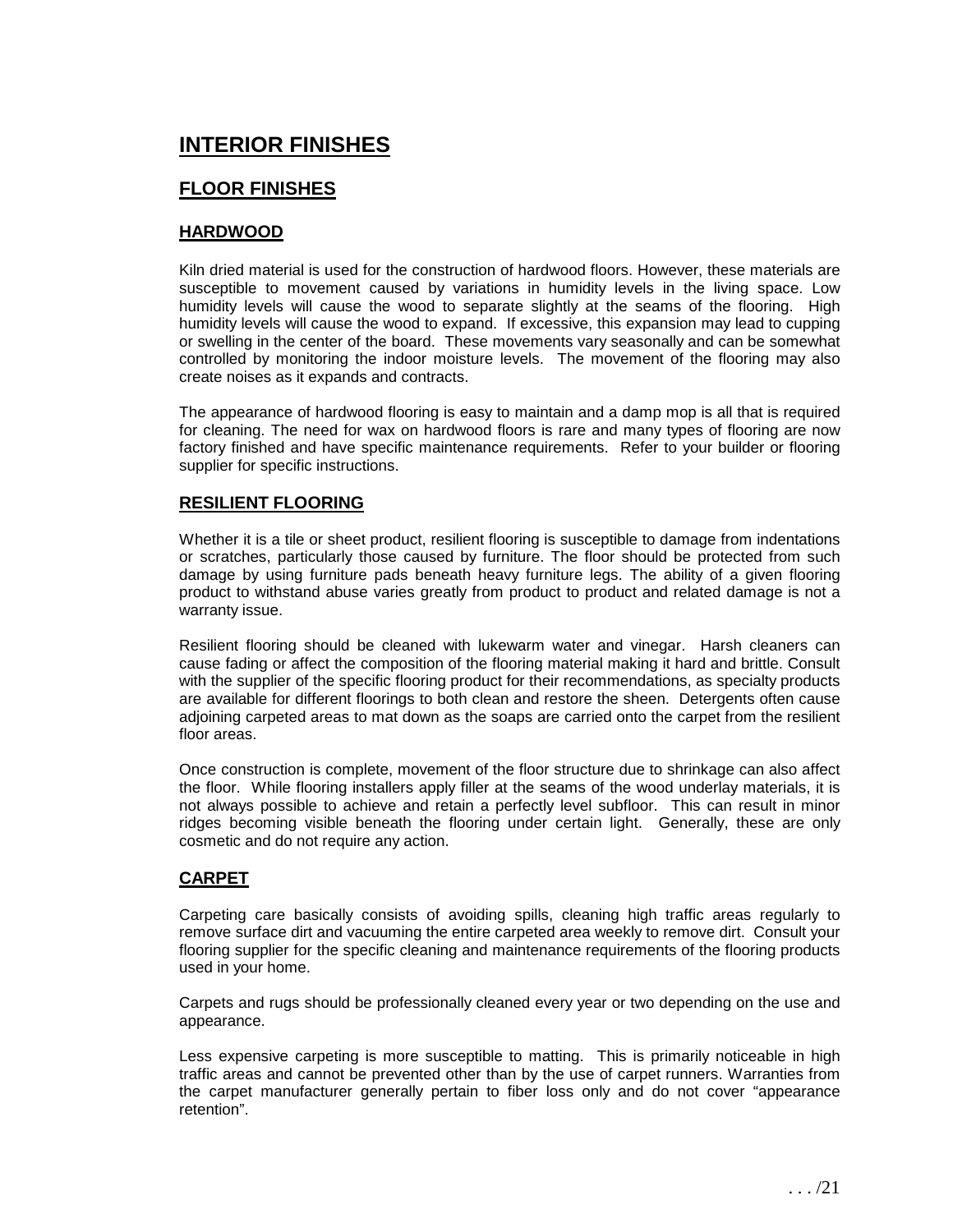# INTERIOR FINISHES

## FLOOR FINISHES

### HARDWOOD

Kiln dried material is used for the construction of hardwood floors. However, these materials are susceptible to movement caused by variations in humidity levels in the living space. Low humidity levels will cause the wood to separate slightly at the seams of the flooring. High humidity levels will cause the wood to expand. If excessive, this expansion may lead to cupping or swelling in the center of the board. These movements vary seasonally and can be somewhat controlled by monitoring the indoor moisture levels. The movement of the flooring may also create noises as it expands and contracts.

The appearance of hardwood flooring is easy to maintain and a damp mop is all that is required for cleaning. The need for wax on hardwood floors is rare and many types of flooring are now factory finished and have specific maintenance requirements. Refer to your builder or flooring supplier for specific instructions.

### RESILIENT FLOORING

Whether it is a tile or sheet product, resilient flooring is susceptible to damage from indentations or scratches, particularly those caused by furniture. The floor should be protected from such damage by using furniture pads beneath heavy furniture legs. The ability of a given flooring product to withstand abuse varies greatly from product to product and related damage is not a warranty issue.

Resilient flooring should be cleaned with lukewarm water and vinegar. Harsh cleaners can cause fading or affect the composition of the flooring material making it hard and brittle. Consult with the supplier of the specific flooring product for their recommendations, as specialty products are available for different floorings to both clean and restore the sheen. Detergents often cause adjoining carpeted areas to mat down as the soaps are carried onto the carpet from the resilient floor areas.

Once construction is complete, movement of the floor structure due to shrinkage can also affect the floor. While flooring installers apply filler at the seams of the wood underlay materials, it is not always possible to achieve and retain a perfectly level subfloor. This can result in minor ridges becoming visible beneath the flooring under certain light. Generally, these are only cosmetic and do not require any action.

### CARPET

Carpeting care basically consists of avoiding spills, cleaning high traffic areas regularly to remove surface dirt and vacuuming the entire carpeted area weekly to remove dirt. Consult your flooring supplier for the specific cleaning and maintenance requirements of the flooring products used in your home.

Carpets and rugs should be professionally cleaned every year or two depending on the use and appearance.

Less expensive carpeting is more susceptible to matting. This is primarily noticeable in high traffic areas and cannot be prevented other than by the use of carpet runners. Warranties from the carpet manufacturer generally pertain to fiber loss only and do not cover "appearance retention".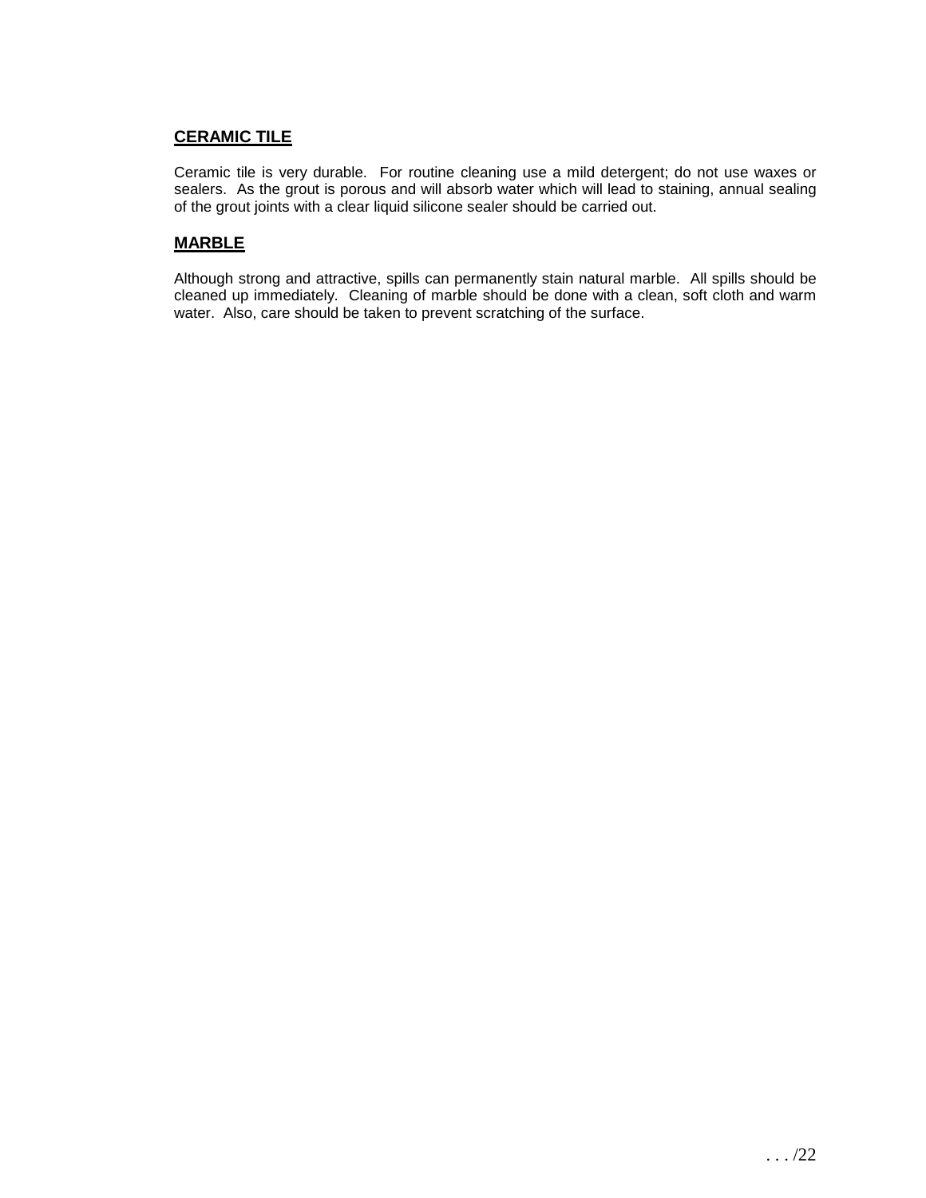## CERAMIC TILE

Ceramic tile is very durable. For routine cleaning use a mild detergent; do not use waxes or sealers. As the grout is porous and will absorb water which will lead to staining, annual sealing of the grout joints with a clear liquid silicone sealer should be carried out.

## MARBLE

Although strong and attractive, spills can permanently stain natural marble. All spills should be cleaned up immediately. Cleaning of marble should be done with a clean, soft cloth and warm water. Also, care should be taken to prevent scratching of the surface.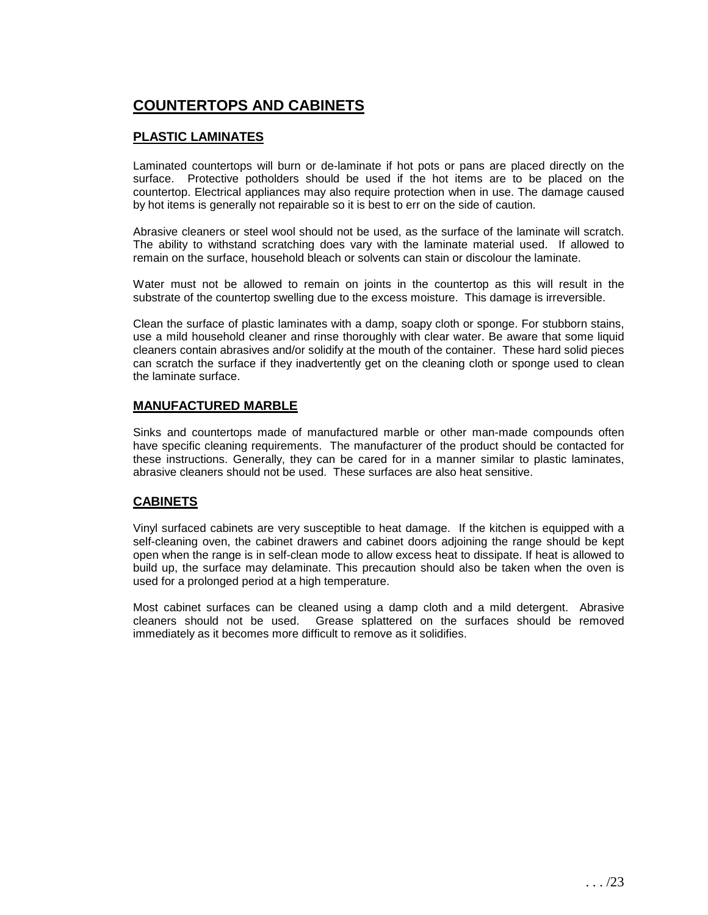# COUNTERTOPS AND CABINETS

## PLASTIC LAMINATES

Laminated countertops will burn or de-laminate if hot pots or pans are placed directly on the surface. Protective potholders should be used if the hot items are to be placed on the countertop. Electrical appliances may also require protection when in use. The damage caused by hot items is generally not repairable so it is best to err on the side of caution.

Abrasive cleaners or steel wool should not be used, as the surface of the laminate will scratch. The ability to withstand scratching does vary with the laminate material used. If allowed to remain on the surface, household bleach or solvents can stain or discolour the laminate.

Water must not be allowed to remain on joints in the countertop as this will result in the substrate of the countertop swelling due to the excess moisture. This damage is irreversible.

Clean the surface of plastic laminates with a damp, soapy cloth or sponge. For stubborn stains, use a mild household cleaner and rinse thoroughly with clear water. Be aware that some liquid cleaners contain abrasives and/or solidify at the mouth of the container. These hard solid pieces can scratch the surface if they inadvertently get on the cleaning cloth or sponge used to clean the laminate surface.

## MANUFACTURED MARBLE

Sinks and countertops made of manufactured marble or other man-made compounds often have specific cleaning requirements. The manufacturer of the product should be contacted for these instructions. Generally, they can be cared for in a manner similar to plastic laminates, abrasive cleaners should not be used. These surfaces are also heat sensitive.

## CABINETS

Vinyl surfaced cabinets are very susceptible to heat damage. If the kitchen is equipped with a self-cleaning oven, the cabinet drawers and cabinet doors adjoining the range should be kept open when the range is in self-clean mode to allow excess heat to dissipate. If heat is allowed to build up, the surface may delaminate. This precaution should also be taken when the oven is used for a prolonged period at a high temperature.

Most cabinet surfaces can be cleaned using a damp cloth and a mild detergent. Abrasive cleaners should not be used. Grease splattered on the surfaces should be removed immediately as it becomes more difficult to remove as it solidifies.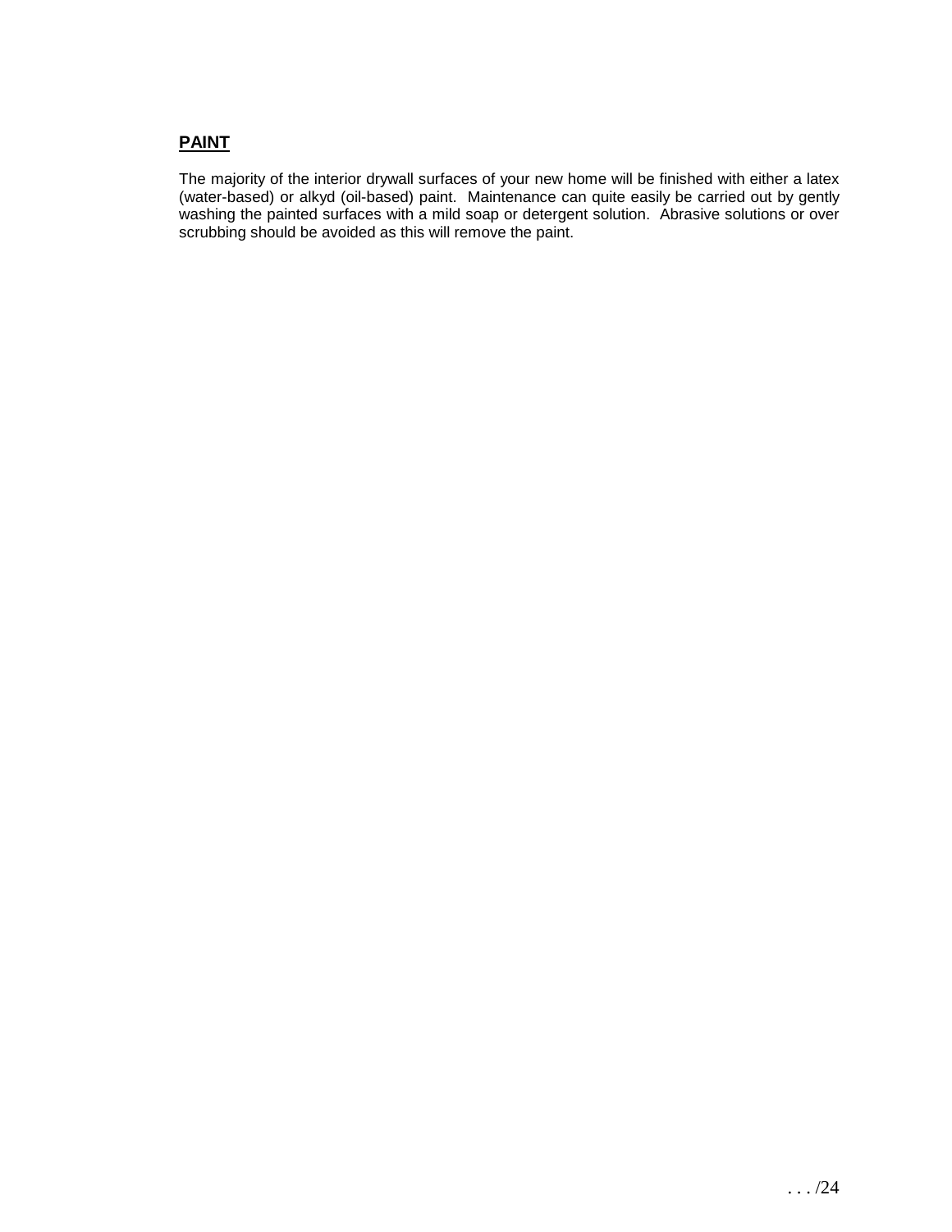## PAINT

The majority of the interior drywall surfaces of your new home will be finished with either a latex (water-based) or alkyd (oil-based) paint. Maintenance can quite easily be carried out by gently washing the painted surfaces with a mild soap or detergent solution. Abrasive solutions or over scrubbing should be avoided as this will remove the paint.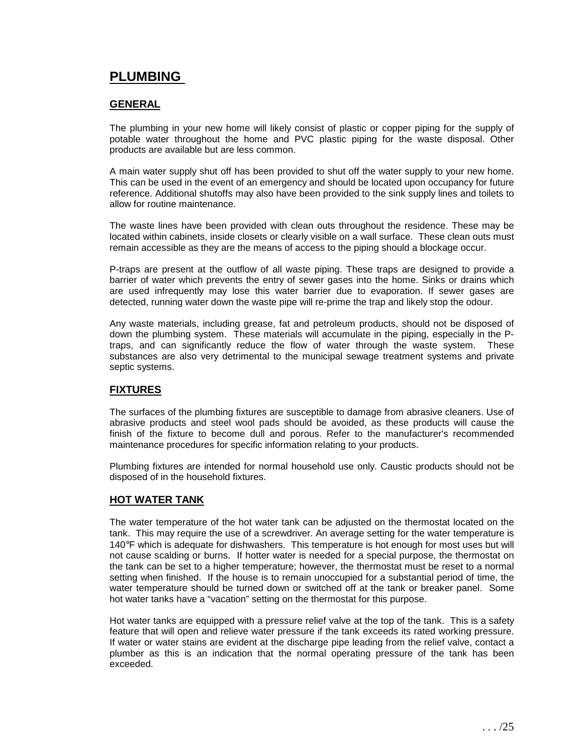# PLUMBING

## GENERAL

The plumbing in your new home will likely consist of plastic or copper piping for the supply of potable water throughout the home and PVC plastic piping for the waste disposal. Other products are available but are less common.

A main water supply shut off has been provided to shut off the water supply to your new home. This can be used in the event of an emergency and should be located upon occupancy for future reference. Additional shutoffs may also have been provided to the sink supply lines and toilets to allow for routine maintenance.

The waste lines have been provided with clean outs throughout the residence. These may be located within cabinets, inside closets or clearly visible on a wall surface. These clean outs must remain accessible as they are the means of access to the piping should a blockage occur.

P-traps are present at the outflow of all waste piping. These traps are designed to provide a barrier of water which prevents the entry of sewer gases into the home. Sinks or drains which are used infrequently may lose this water barrier due to evaporation. If sewer gases are detected, running water down the waste pipe will re-prime the trap and likely stop the odour.

Any waste materials, including grease, fat and petroleum products, should not be disposed of down the plumbing system. These materials will accumulate in the piping, especially in the P-traps, and can significantly reduce the flow of water through the waste system. These substances are also very detrimental to the municipal sewage treatment systems and private septic systems.

## FIXTURES

The surfaces of the plumbing fixtures are susceptible to damage from abrasive cleaners. Use of abrasive products and steel wool pads should be avoided, as these products will cause the finish of the fixture to become dull and porous. Refer to the manufacturer's recommended maintenance procedures for specific information relating to your products.

Plumbing fixtures are intended for normal household use only. Caustic products should not be disposed of in the household fixtures.

## HOT WATER TANK

The water temperature of the hot water tank can be adjusted on the thermostat located on the tank. This may require the use of a screwdriver. An average setting for the water temperature is 140°F which is adequate for dishwashers. This temperature is hot enough for most uses but will not cause scalding or burns. If hotter water is needed for a special purpose, the thermostat on the tank can be set to a higher temperature; however, the thermostat must be reset to a normal setting when finished. If the house is to remain unoccupied for a substantial period of time, the water temperature should be turned down or switched off at the tank or breaker panel. Some hot water tanks have a "vacation" setting on the thermostat for this purpose.

Hot water tanks are equipped with a pressure relief valve at the top of the tank. This is a safety feature that will open and relieve water pressure if the tank exceeds its rated working pressure. If water or water stains are evident at the discharge pipe leading from the relief valve, contact a plumber as this is an indication that the normal operating pressure of the tank has been exceeded.

. . . /25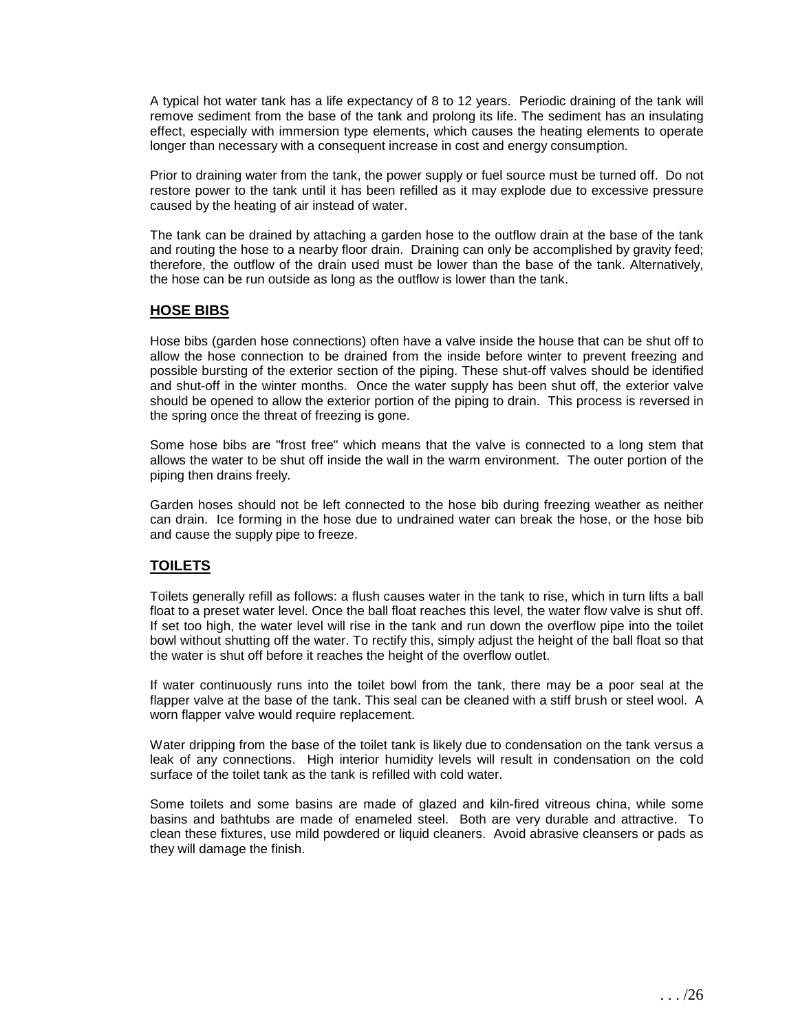A typical hot water tank has a life expectancy of 8 to 12 years. Periodic draining of the tank will remove sediment from the base of the tank and prolong its life. The sediment has an insulating effect, especially with immersion type elements, which causes the heating elements to operate longer than necessary with a consequent increase in cost and energy consumption.

Prior to draining water from the tank, the power supply or fuel source must be turned off. Do not restore power to the tank until it has been refilled as it may explode due to excessive pressure caused by the heating of air instead of water.

The tank can be drained by attaching a garden hose to the outflow drain at the base of the tank and routing the hose to a nearby floor drain. Draining can only be accomplished by gravity feed; therefore, the outflow of the drain used must be lower than the base of the tank. Alternatively, the hose can be run outside as long as the outflow is lower than the tank.

## HOSE BIBS

Hose bibs (garden hose connections) often have a valve inside the house that can be shut off to allow the hose connection to be drained from the inside before winter to prevent freezing and possible bursting of the exterior section of the piping. These shut-off valves should be identified and shut-off in the winter months. Once the water supply has been shut off, the exterior valve should be opened to allow the exterior portion of the piping to drain. This process is reversed in the spring once the threat of freezing is gone.

Some hose bibs are "frost free" which means that the valve is connected to a long stem that allows the water to be shut off inside the wall in the warm environment. The outer portion of the piping then drains freely.

Garden hoses should not be left connected to the hose bib during freezing weather as neither can drain. Ice forming in the hose due to undrained water can break the hose, or the hose bib and cause the supply pipe to freeze.

## TOILETS

Toilets generally refill as follows: a flush causes water in the tank to rise, which in turn lifts a ball float to a preset water level. Once the ball float reaches this level, the water flow valve is shut off. If set too high, the water level will rise in the tank and run down the overflow pipe into the toilet bowl without shutting off the water. To rectify this, simply adjust the height of the ball float so that the water is shut off before it reaches the height of the overflow outlet.

If water continuously runs into the toilet bowl from the tank, there may be a poor seal at the flapper valve at the base of the tank. This seal can be cleaned with a stiff brush or steel wool. A worn flapper valve would require replacement.

Water dripping from the base of the toilet tank is likely due to condensation on the tank versus a leak of any connections. High interior humidity levels will result in condensation on the cold surface of the toilet tank as the tank is refilled with cold water.

Some toilets and some basins are made of glazed and kiln-fired vitreous china, while some basins and bathtubs are made of enameled steel. Both are very durable and attractive. To clean these fixtures, use mild powdered or liquid cleaners. Avoid abrasive cleansers or pads as they will damage the finish.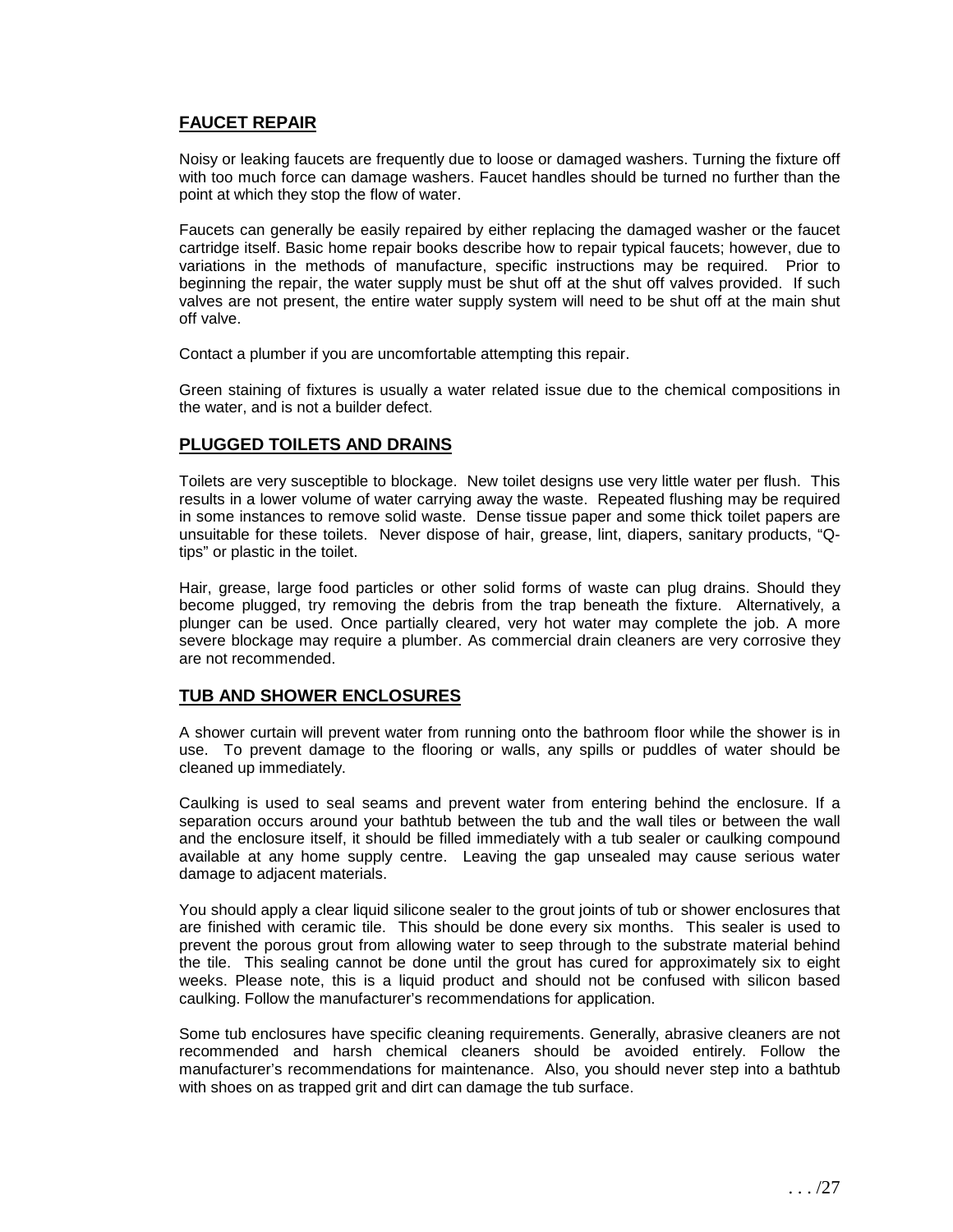## FAUCET REPAIR

Noisy or leaking faucets are frequently due to loose or damaged washers. Turning the fixture off with too much force can damage washers. Faucet handles should be turned no further than the point at which they stop the flow of water.

Faucets can generally be easily repaired by either replacing the damaged washer or the faucet cartridge itself. Basic home repair books describe how to repair typical faucets; however, due to variations in the methods of manufacture, specific instructions may be required. Prior to beginning the repair, the water supply must be shut off at the shut off valves provided. If such valves are not present, the entire water supply system will need to be shut off at the main shut off valve.

Contact a plumber if you are uncomfortable attempting this repair.

Green staining of fixtures is usually a water related issue due to the chemical compositions in the water, and is not a builder defect.

## PLUGGED TOILETS AND DRAINS

Toilets are very susceptible to blockage. New toilet designs use very little water per flush. This results in a lower volume of water carrying away the waste. Repeated flushing may be required in some instances to remove solid waste. Dense tissue paper and some thick toilet papers are unsuitable for these toilets. Never dispose of hair, grease, lint, diapers, sanitary products, "Q-tips" or plastic in the toilet.

Hair, grease, large food particles or other solid forms of waste can plug drains. Should they become plugged, try removing the debris from the trap beneath the fixture. Alternatively, a plunger can be used. Once partially cleared, very hot water may complete the job. A more severe blockage may require a plumber. As commercial drain cleaners are very corrosive they are not recommended.

## TUB AND SHOWER ENCLOSURES

A shower curtain will prevent water from running onto the bathroom floor while the shower is in use. To prevent damage to the flooring or walls, any spills or puddles of water should be cleaned up immediately.

Caulking is used to seal seams and prevent water from entering behind the enclosure. If a separation occurs around your bathtub between the tub and the wall tiles or between the wall and the enclosure itself, it should be filled immediately with a tub sealer or caulking compound available at any home supply centre. Leaving the gap unsealed may cause serious water damage to adjacent materials.

You should apply a clear liquid silicone sealer to the grout joints of tub or shower enclosures that are finished with ceramic tile. This should be done every six months. This sealer is used to prevent the porous grout from allowing water to seep through to the substrate material behind the tile. This sealing cannot be done until the grout has cured for approximately six to eight weeks. Please note, this is a liquid product and should not be confused with silicon based caulking. Follow the manufacturer's recommendations for application.

Some tub enclosures have specific cleaning requirements. Generally, abrasive cleaners are not recommended and harsh chemical cleaners should be avoided entirely. Follow the manufacturer's recommendations for maintenance. Also, you should never step into a bathtub with shoes on as trapped grit and dirt can damage the tub surface.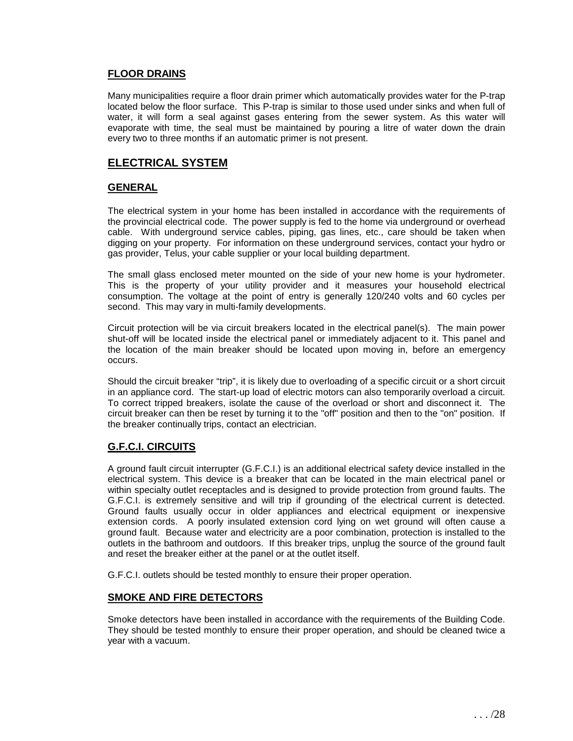### FLOOR DRAINS

Many municipalities require a floor drain primer which automatically provides water for the P-trap located below the floor surface. This P-trap is similar to those used under sinks and when full of water, it will form a seal against gases entering from the sewer system. As this water will evaporate with time, the seal must be maintained by pouring a litre of water down the drain every two to three months if an automatic primer is not present.

## ELECTRICAL SYSTEM

### GENERAL

The electrical system in your home has been installed in accordance with the requirements of the provincial electrical code. The power supply is fed to the home via underground or overhead cable. With underground service cables, piping, gas lines, etc., care should be taken when digging on your property. For information on these underground services, contact your hydro or gas provider, Telus, your cable supplier or your local building department.

The small glass enclosed meter mounted on the side of your new home is your hydrometer. This is the property of your utility provider and it measures your household electrical consumption. The voltage at the point of entry is generally 120/240 volts and 60 cycles per second. This may vary in multi-family developments.

Circuit protection will be via circuit breakers located in the electrical panel(s). The main power shut-off will be located inside the electrical panel or immediately adjacent to it. This panel and the location of the main breaker should be located upon moving in, before an emergency occurs.

Should the circuit breaker "trip", it is likely due to overloading of a specific circuit or a short circuit in an appliance cord. The start-up load of electric motors can also temporarily overload a circuit. To correct tripped breakers, isolate the cause of the overload or short and disconnect it. The circuit breaker can then be reset by turning it to the "off" position and then to the "on" position. If the breaker continually trips, contact an electrician.

### G.F.C.I. CIRCUITS

A ground fault circuit interrupter (G.F.C.I.) is an additional electrical safety device installed in the electrical system. This device is a breaker that can be located in the main electrical panel or within specialty outlet receptacles and is designed to provide protection from ground faults. The G.F.C.I. is extremely sensitive and will trip if grounding of the electrical current is detected. Ground faults usually occur in older appliances and electrical equipment or inexpensive extension cords. A poorly insulated extension cord lying on wet ground will often cause a ground fault. Because water and electricity are a poor combination, protection is installed to the outlets in the bathroom and outdoors. If this breaker trips, unplug the source of the ground fault and reset the breaker either at the panel or at the outlet itself.

G.F.C.I. outlets should be tested monthly to ensure their proper operation.

### SMOKE AND FIRE DETECTORS

Smoke detectors have been installed in accordance with the requirements of the Building Code. They should be tested monthly to ensure their proper operation, and should be cleaned twice a year with a vacuum.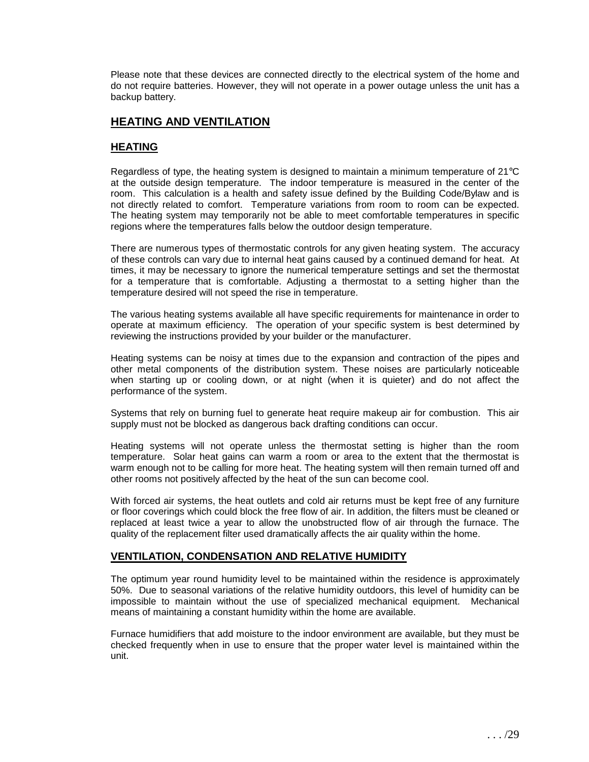Please note that these devices are connected directly to the electrical system of the home and do not require batteries. However, they will not operate in a power outage unless the unit has a backup battery.

## HEATING AND VENTILATION

### HEATING

Regardless of type, the heating system is designed to maintain a minimum temperature of 21°C at the outside design temperature. The indoor temperature is measured in the center of the room. This calculation is a health and safety issue defined by the Building Code/Bylaw and is not directly related to comfort. Temperature variations from room to room can be expected. The heating system may temporarily not be able to meet comfortable temperatures in specific regions where the temperatures falls below the outdoor design temperature.

There are numerous types of thermostatic controls for any given heating system. The accuracy of these controls can vary due to internal heat gains caused by a continued demand for heat. At times, it may be necessary to ignore the numerical temperature settings and set the thermostat for a temperature that is comfortable. Adjusting a thermostat to a setting higher than the temperature desired will not speed the rise in temperature.

The various heating systems available all have specific requirements for maintenance in order to operate at maximum efficiency. The operation of your specific system is best determined by reviewing the instructions provided by your builder or the manufacturer.

Heating systems can be noisy at times due to the expansion and contraction of the pipes and other metal components of the distribution system. These noises are particularly noticeable when starting up or cooling down, or at night (when it is quieter) and do not affect the performance of the system.

Systems that rely on burning fuel to generate heat require makeup air for combustion. This air supply must not be blocked as dangerous back drafting conditions can occur.

Heating systems will not operate unless the thermostat setting is higher than the room temperature. Solar heat gains can warm a room or area to the extent that the thermostat is warm enough not to be calling for more heat. The heating system will then remain turned off and other rooms not positively affected by the heat of the sun can become cool.

With forced air systems, the heat outlets and cold air returns must be kept free of any furniture or floor coverings which could block the free flow of air. In addition, the filters must be cleaned or replaced at least twice a year to allow the unobstructed flow of air through the furnace. The quality of the replacement filter used dramatically affects the air quality within the home.

### VENTILATION, CONDENSATION AND RELATIVE HUMIDITY

The optimum year round humidity level to be maintained within the residence is approximately 50%. Due to seasonal variations of the relative humidity outdoors, this level of humidity can be impossible to maintain without the use of specialized mechanical equipment. Mechanical means of maintaining a constant humidity within the home are available.

Furnace humidifiers that add moisture to the indoor environment are available, but they must be checked frequently when in use to ensure that the proper water level is maintained within the unit.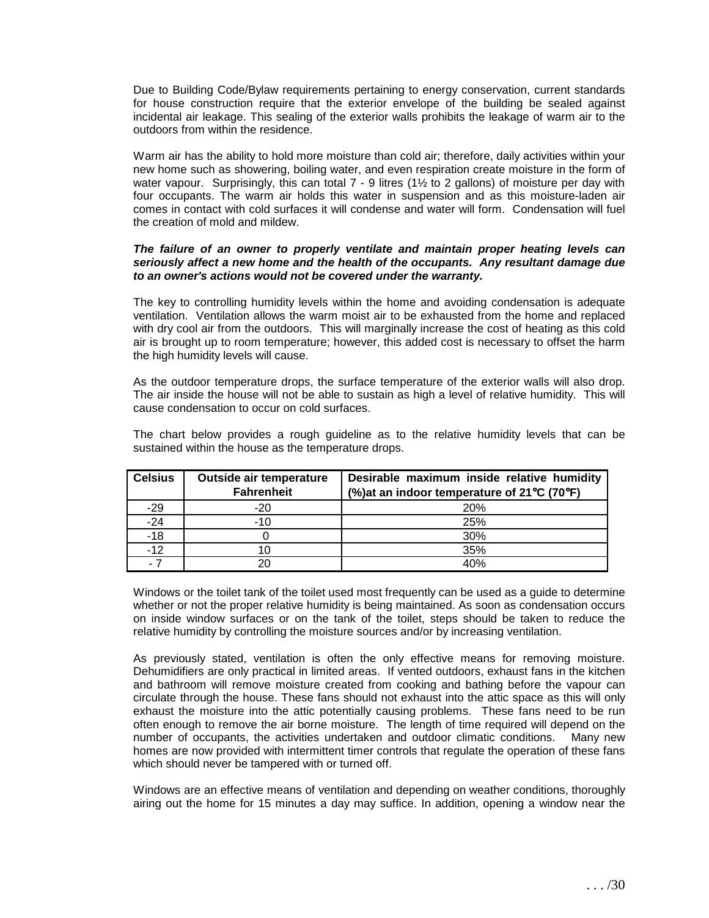Due to Building Code/Bylaw requirements pertaining to energy conservation, current standards for house construction require that the exterior envelope of the building be sealed against incidental air leakage. This sealing of the exterior walls prohibits the leakage of warm air to the outdoors from within the residence.

Warm air has the ability to hold more moisture than cold air; therefore, daily activities within your new home such as showering, boiling water, and even respiration create moisture in the form of water vapour. Surprisingly, this can total 7 - 9 litres (1½ to 2 gallons) of moisture per day with four occupants. The warm air holds this water in suspension and as this moisture-laden air comes in contact with cold surfaces it will condense and water will form. Condensation will fuel the creation of mold and mildew.

***The failure of an owner to properly ventilate and maintain proper heating levels can seriously affect a new home and the health of the occupants. Any resultant damage due to an owner's actions would not be covered under the warranty.***

The key to controlling humidity levels within the home and avoiding condensation is adequate ventilation. Ventilation allows the warm moist air to be exhausted from the home and replaced with dry cool air from the outdoors. This will marginally increase the cost of heating as this cold air is brought up to room temperature; however, this added cost is necessary to offset the harm the high humidity levels will cause.

As the outdoor temperature drops, the surface temperature of the exterior walls will also drop. The air inside the house will not be able to sustain as high a level of relative humidity. This will cause condensation to occur on cold surfaces.

The chart below provides a rough guideline as to the relative humidity levels that can be sustained within the house as the temperature drops.

| Celsius | Outside air temperature Fahrenheit | Desirable maximum inside relative humidity (%)at an indoor temperature of 21°C (70°F) |
|---|---|---|
| -29 | -20 | 20% |
| -24 | -10 | 25% |
| -18 | 0 | 30% |
| -12 | 10 | 35% |
| - 7 | 20 | 40% |

Windows or the toilet tank of the toilet used most frequently can be used as a guide to determine whether or not the proper relative humidity is being maintained. As soon as condensation occurs on inside window surfaces or on the tank of the toilet, steps should be taken to reduce the relative humidity by controlling the moisture sources and/or by increasing ventilation.

As previously stated, ventilation is often the only effective means for removing moisture. Dehumidifiers are only practical in limited areas. If vented outdoors, exhaust fans in the kitchen and bathroom will remove moisture created from cooking and bathing before the vapour can circulate through the house. These fans should not exhaust into the attic space as this will only exhaust the moisture into the attic potentially causing problems. These fans need to be run often enough to remove the air borne moisture. The length of time required will depend on the number of occupants, the activities undertaken and outdoor climatic conditions. Many new homes are now provided with intermittent timer controls that regulate the operation of these fans which should never be tampered with or turned off.

Windows are an effective means of ventilation and depending on weather conditions, thoroughly airing out the home for 15 minutes a day may suffice. In addition, opening a window near the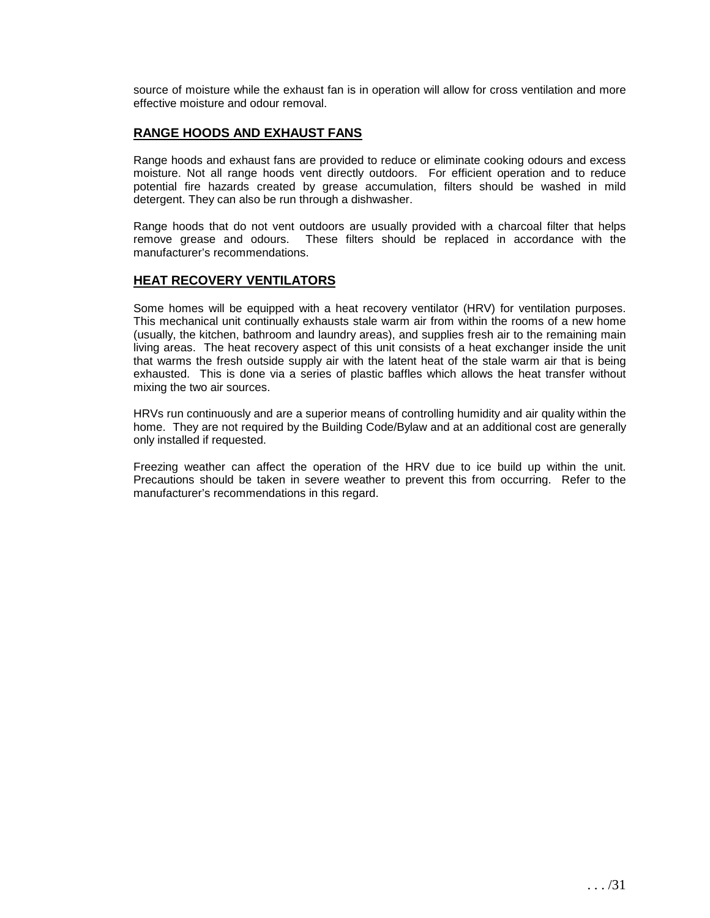source of moisture while the exhaust fan is in operation will allow for cross ventilation and more effective moisture and odour removal.

## RANGE HOODS AND EXHAUST FANS

Range hoods and exhaust fans are provided to reduce or eliminate cooking odours and excess moisture. Not all range hoods vent directly outdoors. For efficient operation and to reduce potential fire hazards created by grease accumulation, filters should be washed in mild detergent. They can also be run through a dishwasher.

Range hoods that do not vent outdoors are usually provided with a charcoal filter that helps remove grease and odours. These filters should be replaced in accordance with the manufacturer's recommendations.

## HEAT RECOVERY VENTILATORS

Some homes will be equipped with a heat recovery ventilator (HRV) for ventilation purposes. This mechanical unit continually exhausts stale warm air from within the rooms of a new home (usually, the kitchen, bathroom and laundry areas), and supplies fresh air to the remaining main living areas. The heat recovery aspect of this unit consists of a heat exchanger inside the unit that warms the fresh outside supply air with the latent heat of the stale warm air that is being exhausted. This is done via a series of plastic baffles which allows the heat transfer without mixing the two air sources.

HRVs run continuously and are a superior means of controlling humidity and air quality within the home. They are not required by the Building Code/Bylaw and at an additional cost are generally only installed if requested.

Freezing weather can affect the operation of the HRV due to ice build up within the unit. Precautions should be taken in severe weather to prevent this from occurring. Refer to the manufacturer's recommendations in this regard.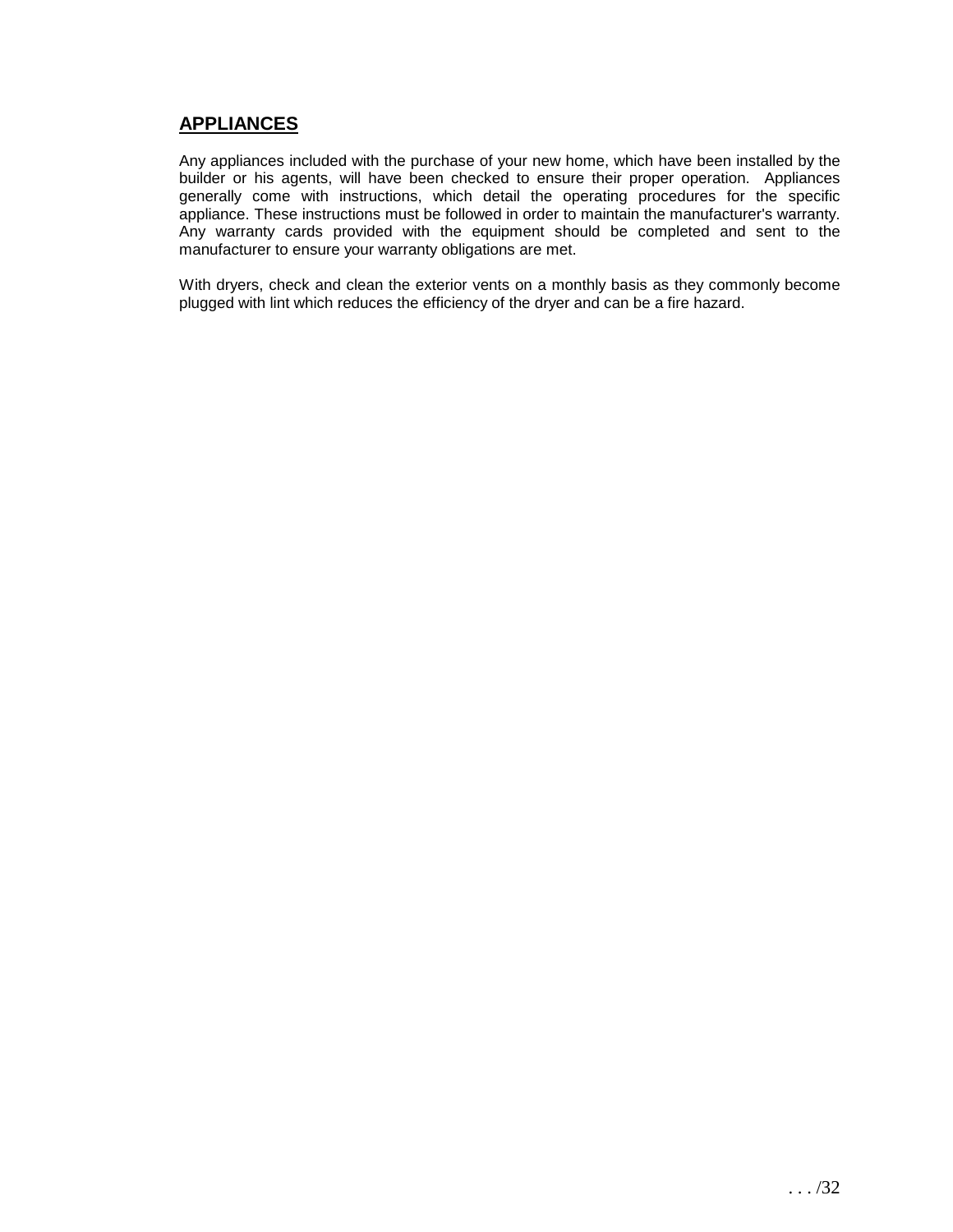## APPLIANCES

Any appliances included with the purchase of your new home, which have been installed by the builder or his agents, will have been checked to ensure their proper operation. Appliances generally come with instructions, which detail the operating procedures for the specific appliance. These instructions must be followed in order to maintain the manufacturer's warranty. Any warranty cards provided with the equipment should be completed and sent to the manufacturer to ensure your warranty obligations are met.

With dryers, check and clean the exterior vents on a monthly basis as they commonly become plugged with lint which reduces the efficiency of the dryer and can be a fire hazard.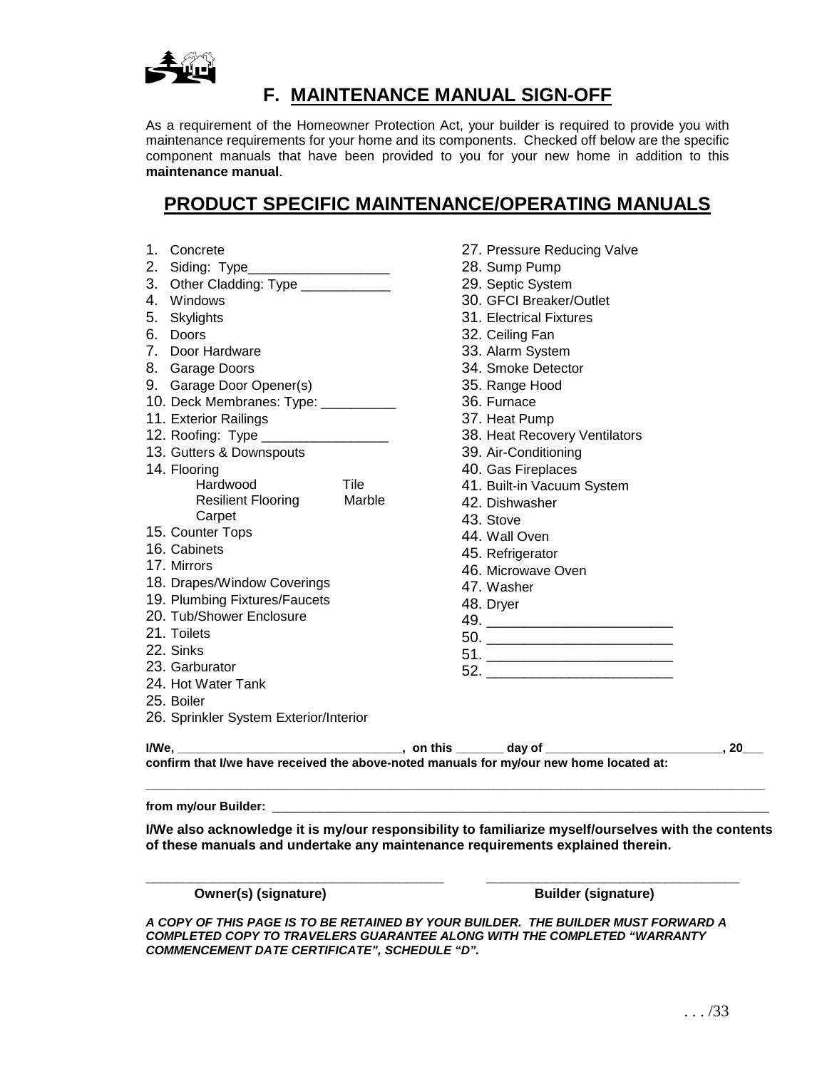## F. MAINTENANCE MANUAL SIGN-OFF

As a requirement of the Homeowner Protection Act, your builder is required to provide you with maintenance requirements for your home and its components. Checked off below are the specific component manuals that have been provided to you for your new home in addition to this **maintenance manual**.

## PRODUCT SPECIFIC MAINTENANCE/OPERATING MANUALS

1. Concrete
2. Siding: Type___________________
3. Other Cladding: Type ____________
4. Windows
5. Skylights
6. Doors
7. Door Hardware
8. Garage Doors
9. Garage Door Opener(s)
10. Deck Membranes: Type: __________
11. Exterior Railings
12. Roofing: Type ________________
13. Gutters & Downspouts
14. Flooring
    - Hardwood
    - Tile
    - Resilient Flooring
    - Marble
    - Carpet
15. Counter Tops
16. Cabinets
17. Mirrors
18. Drapes/Window Coverings
19. Plumbing Fixtures/Faucets
20. Tub/Shower Enclosure
21. Toilets
22. Sinks
23. Garburator
24. Hot Water Tank
25. Boiler
26. Sprinkler System Exterior/Interior
27. Pressure Reducing Valve
28. Sump Pump
29. Septic System
30. GFCI Breaker/Outlet
31. Electrical Fixtures
32. Ceiling Fan
33. Alarm System
34. Smoke Detector
35. Range Hood
36. Furnace
37. Heat Pump
38. Heat Recovery Ventilators
39. Air-Conditioning
40. Gas Fireplaces
41. Built-in Vacuum System
42. Dishwasher
43. Stove
44. Wall Oven
45. Refrigerator
46. Microwave Oven
47. Washer
48. Dryer
49. ________________________
50. ________________________
51. ________________________
52. ________________________

**I/We, _________________________________, on this _______ day of _________________________, 20___ confirm that I/we have received the above-noted manuals for my/our new home located at:**

**_____________________________________________________________________________________**

**from my/our Builder:** _______________________________________________________________________

**I/We also acknowledge it is my/our responsibility to familiarize myself/ourselves with the contents of these manuals and undertake any maintenance requirements explained therein.**

_________________________________________ &nbsp;&nbsp;&nbsp;&nbsp; ___________________________________

**Owner(s) (signature)** &nbsp;&nbsp;&nbsp;&nbsp; **Builder (signature)**

***A COPY OF THIS PAGE IS TO BE RETAINED BY YOUR BUILDER. THE BUILDER MUST FORWARD A COMPLETED COPY TO TRAVELERS GUARANTEE ALONG WITH THE COMPLETED "WARRANTY COMMENCEMENT DATE CERTIFICATE", SCHEDULE "D".***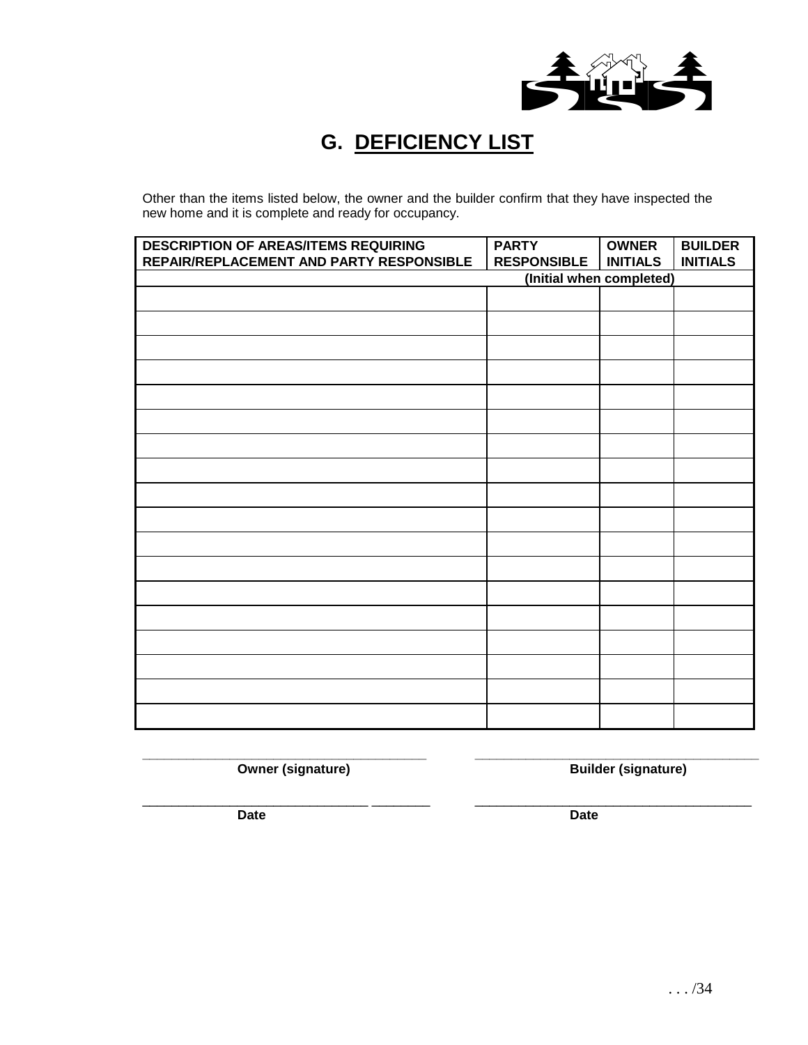## G. DEFICIENCY LIST

Other than the items listed below, the owner and the builder confirm that they have inspected the new home and it is complete and ready for occupancy.

| DESCRIPTION OF AREAS/ITEMS REQUIRING REPAIR/REPLACEMENT AND PARTY RESPONSIBLE | PARTY RESPONSIBLE | OWNER INITIALS | BUILDER INITIALS |
|---|---|---|---|
| | (Initial when completed) | | |
| | | | |
| | | | |
| | | | |
| | | | |
| | | | |
| | | | |
| | | | |
| | | | |
| | | | |
| | | | |
| | | | |
| | | | |
| | | | |
| | | | |
| | | | |
| | | | |
| | | | |
| | | | |

_______________________________________ **Owner (signature)**

_______________________________________ **Builder (signature)**

_______________________________________ **Date**

_______________________________________ **Date**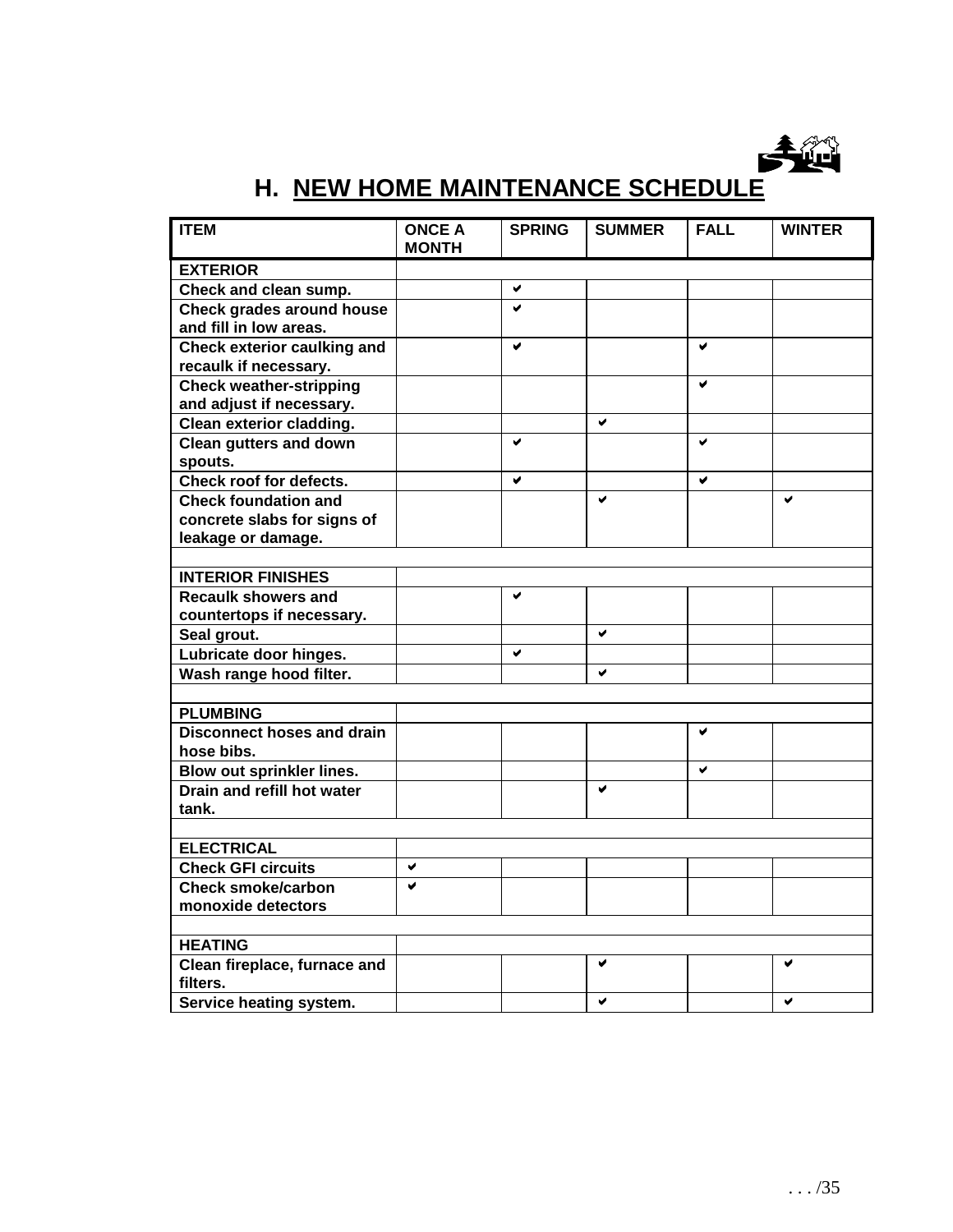# H. NEW HOME MAINTENANCE SCHEDULE

| ITEM | ONCE A MONTH | SPRING | SUMMER | FALL | WINTER |
|---|---|---|---|---|---|
| **EXTERIOR** | | | | | |
| Check and clean sump. | | ✔ | | | |
| Check grades around house and fill in low areas. | | ✔ | | | |
| Check exterior caulking and recaulk if necessary. | | ✔ | | ✔ | |
| Check weather-stripping and adjust if necessary. | | | | ✔ | |
| Clean exterior cladding. | | | ✔ | | |
| Clean gutters and down spouts. | | ✔ | | ✔ | |
| Check roof for defects. | | ✔ | | ✔ | |
| Check foundation and concrete slabs for signs of leakage or damage. | | | ✔ | | ✔ |
| | | | | | |
| **INTERIOR FINISHES** | | | | | |
| Recaulk showers and countertops if necessary. | | ✔ | | | |
| Seal grout. | | | ✔ | | |
| Lubricate door hinges. | | ✔ | | | |
| Wash range hood filter. | | | ✔ | | |
| | | | | | |
| **PLUMBING** | | | | | |
| Disconnect hoses and drain hose bibs. | | | | ✔ | |
| Blow out sprinkler lines. | | | | ✔ | |
| Drain and refill hot water tank. | | | ✔ | | |
| | | | | | |
| **ELECTRICAL** | | | | | |
| Check GFI circuits | ✔ | | | | |
| Check smoke/carbon monoxide detectors | ✔ | | | | |
| | | | | | |
| **HEATING** | | | | | |
| Clean fireplace, furnace and filters. | | | ✔ | | ✔ |
| Service heating system. | | | ✔ | | ✔ |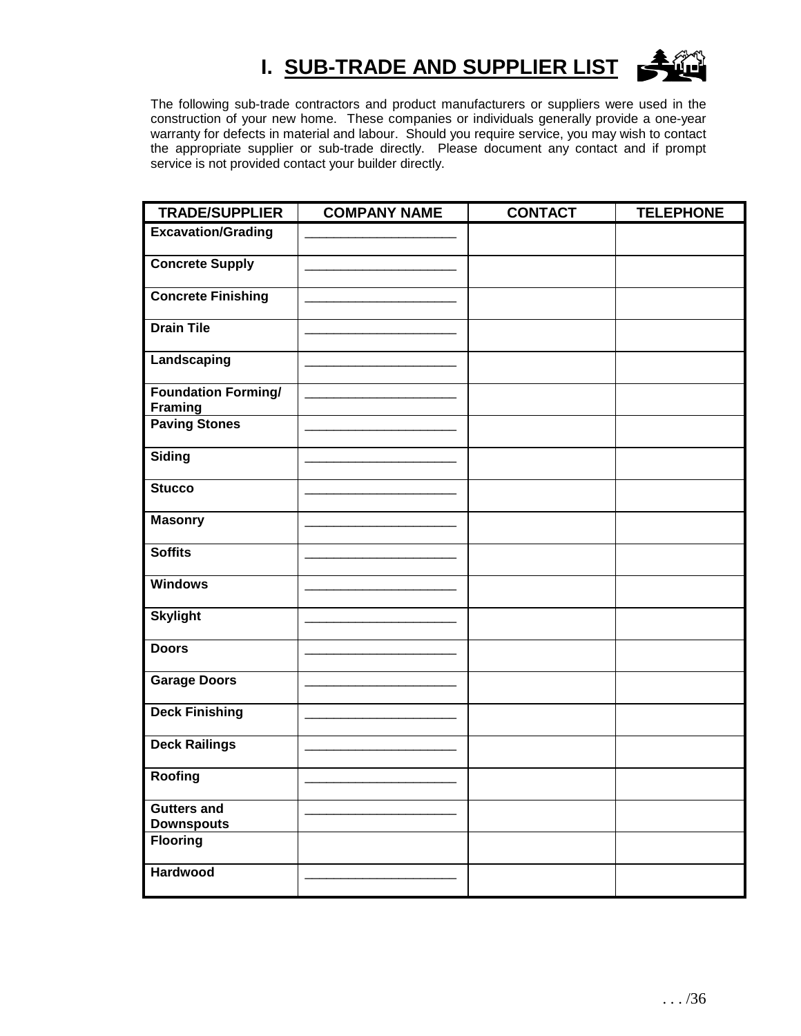# I. SUB-TRADE AND SUPPLIER LIST

The following sub-trade contractors and product manufacturers or suppliers were used in the construction of your new home. These companies or individuals generally provide a one-year warranty for defects in material and labour. Should you require service, you may wish to contact the appropriate supplier or sub-trade directly. Please document any contact and if prompt service is not provided contact your builder directly.

| TRADE/SUPPLIER | COMPANY NAME | CONTACT | TELEPHONE |
|---|---|---|---|
| **Excavation/Grading** | ____________________ | | |
| **Concrete Supply** | ____________________ | | |
| **Concrete Finishing** | ____________________ | | |
| **Drain Tile** | ____________________ | | |
| **Landscaping** | ____________________ | | |
| **Foundation Forming/ Framing** | ____________________ | | |
| **Paving Stones** | ____________________ | | |
| **Siding** | ____________________ | | |
| **Stucco** | ____________________ | | |
| **Masonry** | ____________________ | | |
| **Soffits** | ____________________ | | |
| **Windows** | ____________________ | | |
| **Skylight** | ____________________ | | |
| **Doors** | ____________________ | | |
| **Garage Doors** | ____________________ | | |
| **Deck Finishing** | ____________________ | | |
| **Deck Railings** | ____________________ | | |
| **Roofing** | ____________________ | | |
| **Gutters and Downspouts** | ____________________ | | |
| **Flooring** | | | |
| **Hardwood** | ____________________ | | |

. . . /36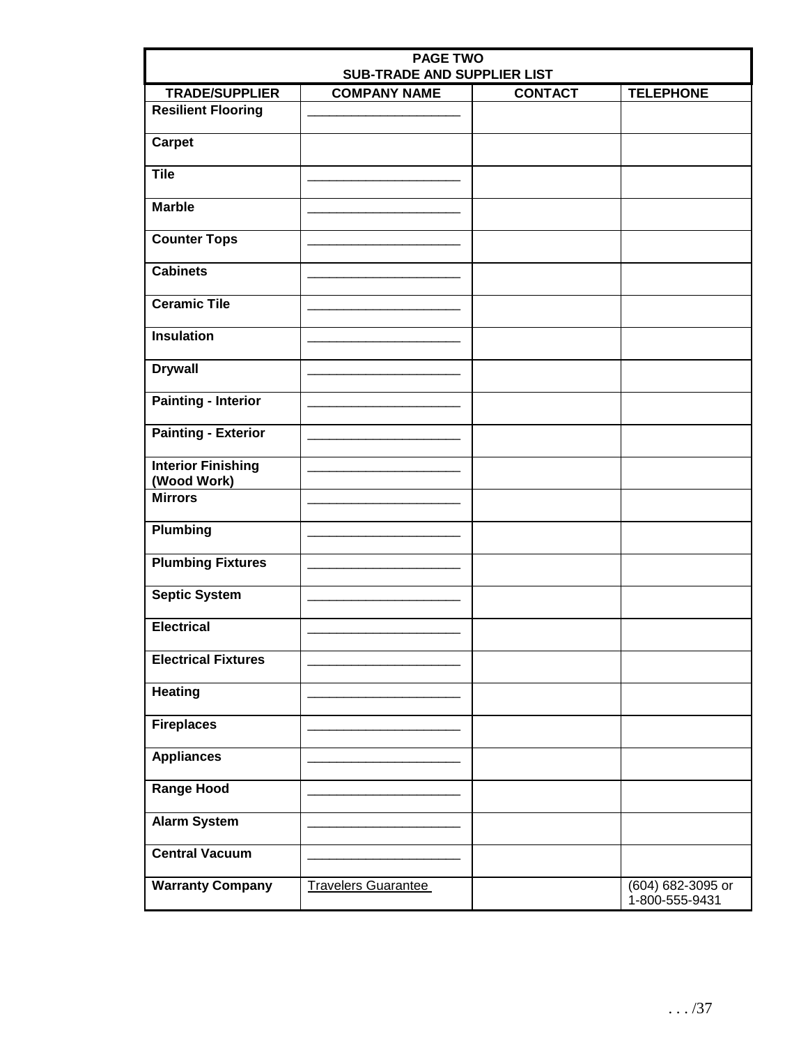**PAGE TWO**
**SUB-TRADE AND SUPPLIER LIST**

| TRADE/SUPPLIER | COMPANY NAME | CONTACT | TELEPHONE |
|---|---|---|---|
| **Resilient Flooring** | ____________________ | | |
| **Carpet** | | | |
| **Tile** | ____________________ | | |
| **Marble** | ____________________ | | |
| **Counter Tops** | ____________________ | | |
| **Cabinets** | ____________________ | | |
| **Ceramic Tile** | ____________________ | | |
| **Insulation** | ____________________ | | |
| **Drywall** | ____________________ | | |
| **Painting - Interior** | ____________________ | | |
| **Painting - Exterior** | ____________________ | | |
| **Interior Finishing (Wood Work)** | ____________________ | | |
| **Mirrors** | ____________________ | | |
| **Plumbing** | ____________________ | | |
| **Plumbing Fixtures** | ____________________ | | |
| **Septic System** | ____________________ | | |
| **Electrical** | ____________________ | | |
| **Electrical Fixtures** | ____________________ | | |
| **Heating** | ____________________ | | |
| **Fireplaces** | ____________________ | | |
| **Appliances** | ____________________ | | |
| **Range Hood** | ____________________ | | |
| **Alarm System** | ____________________ | | |
| **Central Vacuum** | ____________________ | | |
| **Warranty Company** | Travelers Guarantee | | (604) 682-3095 or 1-800-555-9431 |

. . . /37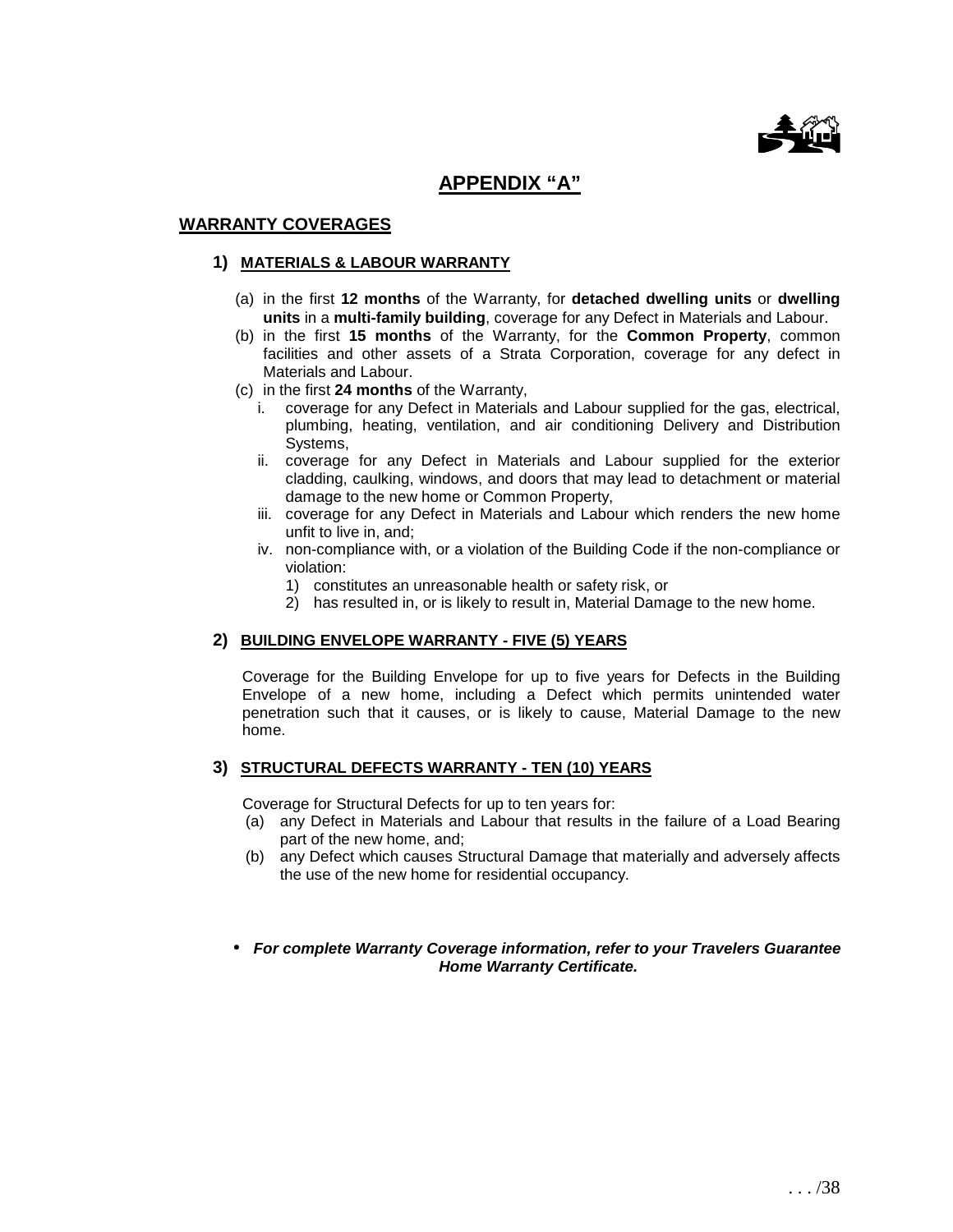# APPENDIX "A"

## WARRANTY COVERAGES

### 1) MATERIALS & LABOUR WARRANTY

(a) in the first **12 months** of the Warranty, for **detached dwelling units** or **dwelling units** in a **multi-family building**, coverage for any Defect in Materials and Labour.

(b) in the first **15 months** of the Warranty, for the **Common Property**, common facilities and other assets of a Strata Corporation, coverage for any defect in Materials and Labour.

(c) in the first **24 months** of the Warranty,

i. coverage for any Defect in Materials and Labour supplied for the gas, electrical, plumbing, heating, ventilation, and air conditioning Delivery and Distribution Systems,

ii. coverage for any Defect in Materials and Labour supplied for the exterior cladding, caulking, windows, and doors that may lead to detachment or material damage to the new home or Common Property,

iii. coverage for any Defect in Materials and Labour which renders the new home unfit to live in, and;

iv. non-compliance with, or a violation of the Building Code if the non-compliance or violation:

1) constitutes an unreasonable health or safety risk, or
2) has resulted in, or is likely to result in, Material Damage to the new home.

### 2) BUILDING ENVELOPE WARRANTY - FIVE (5) YEARS

Coverage for the Building Envelope for up to five years for Defects in the Building Envelope of a new home, including a Defect which permits unintended water penetration such that it causes, or is likely to cause, Material Damage to the new home.

### 3) STRUCTURAL DEFECTS WARRANTY - TEN (10) YEARS

Coverage for Structural Defects for up to ten years for:

(a) any Defect in Materials and Labour that results in the failure of a Load Bearing part of the new home, and;

(b) any Defect which causes Structural Damage that materially and adversely affects the use of the new home for residential occupancy.

- ***For complete Warranty Coverage information, refer to your Travelers Guarantee Home Warranty Certificate.***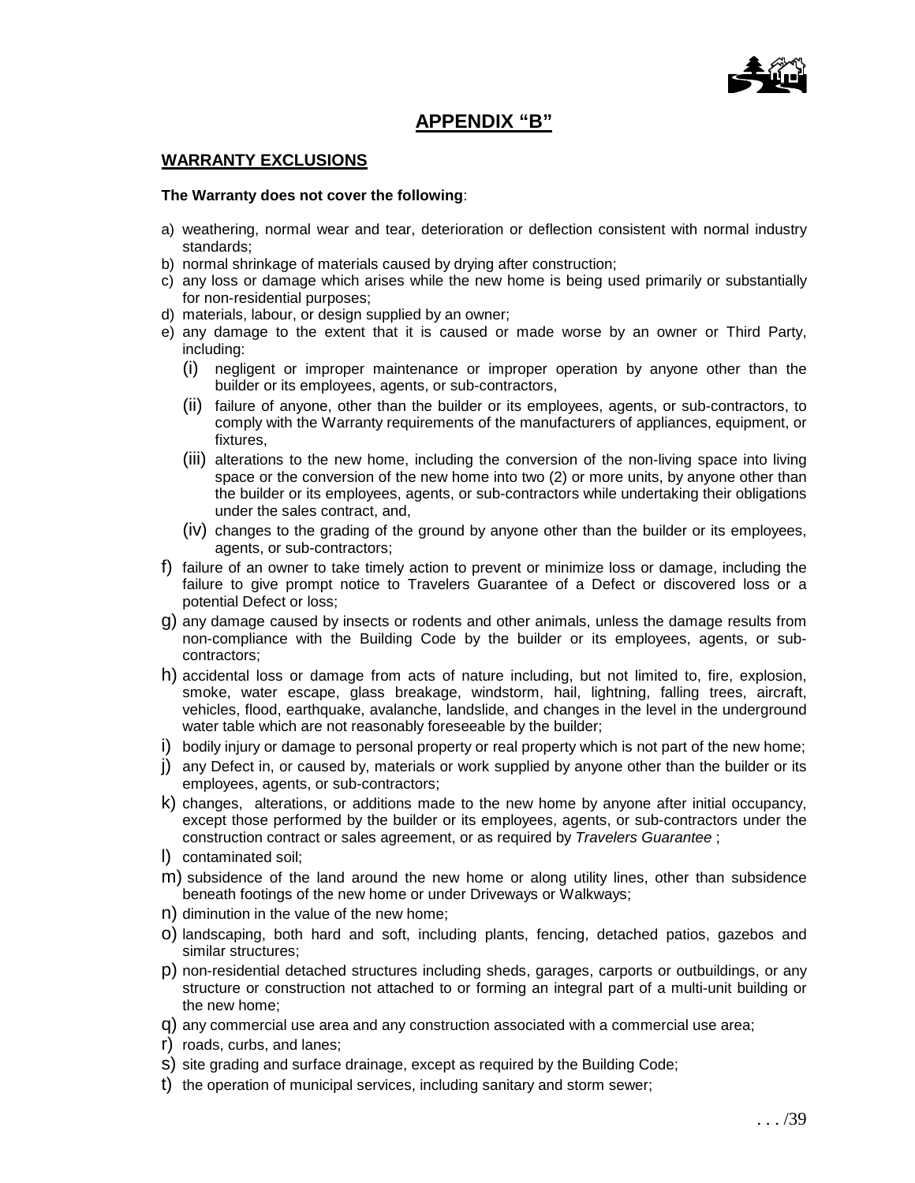## APPENDIX "B"

### WARRANTY EXCLUSIONS

**The Warranty does not cover the following**:

a) weathering, normal wear and tear, deterioration or deflection consistent with normal industry standards;
b) normal shrinkage of materials caused by drying after construction;
c) any loss or damage which arises while the new home is being used primarily or substantially for non-residential purposes;
d) materials, labour, or design supplied by an owner;
e) any damage to the extent that it is caused or made worse by an owner or Third Party, including:
   (i) negligent or improper maintenance or improper operation by anyone other than the builder or its employees, agents, or sub-contractors,
   (ii) failure of anyone, other than the builder or its employees, agents, or sub-contractors, to comply with the Warranty requirements of the manufacturers of appliances, equipment, or fixtures,
   (iii) alterations to the new home, including the conversion of the non-living space into living space or the conversion of the new home into two (2) or more units, by anyone other than the builder or its employees, agents, or sub-contractors while undertaking their obligations under the sales contract, and,
   (iv) changes to the grading of the ground by anyone other than the builder or its employees, agents, or sub-contractors;
f) failure of an owner to take timely action to prevent or minimize loss or damage, including the failure to give prompt notice to Travelers Guarantee of a Defect or discovered loss or a potential Defect or loss;
g) any damage caused by insects or rodents and other animals, unless the damage results from non-compliance with the Building Code by the builder or its employees, agents, or sub-contractors;
h) accidental loss or damage from acts of nature including, but not limited to, fire, explosion, smoke, water escape, glass breakage, windstorm, hail, lightning, falling trees, aircraft, vehicles, flood, earthquake, avalanche, landslide, and changes in the level in the underground water table which are not reasonably foreseeable by the builder;
i) bodily injury or damage to personal property or real property which is not part of the new home;
j) any Defect in, or caused by, materials or work supplied by anyone other than the builder or its employees, agents, or sub-contractors;
k) changes, alterations, or additions made to the new home by anyone after initial occupancy, except those performed by the builder or its employees, agents, or sub-contractors under the construction contract or sales agreement, or as required by *Travelers Guarantee* ;
l) contaminated soil;
m) subsidence of the land around the new home or along utility lines, other than subsidence beneath footings of the new home or under Driveways or Walkways;
n) diminution in the value of the new home;
o) landscaping, both hard and soft, including plants, fencing, detached patios, gazebos and similar structures;
p) non-residential detached structures including sheds, garages, carports or outbuildings, or any structure or construction not attached to or forming an integral part of a multi-unit building or the new home;
q) any commercial use area and any construction associated with a commercial use area;
r) roads, curbs, and lanes;
s) site grading and surface drainage, except as required by the Building Code;
t) the operation of municipal services, including sanitary and storm sewer;

. . . /39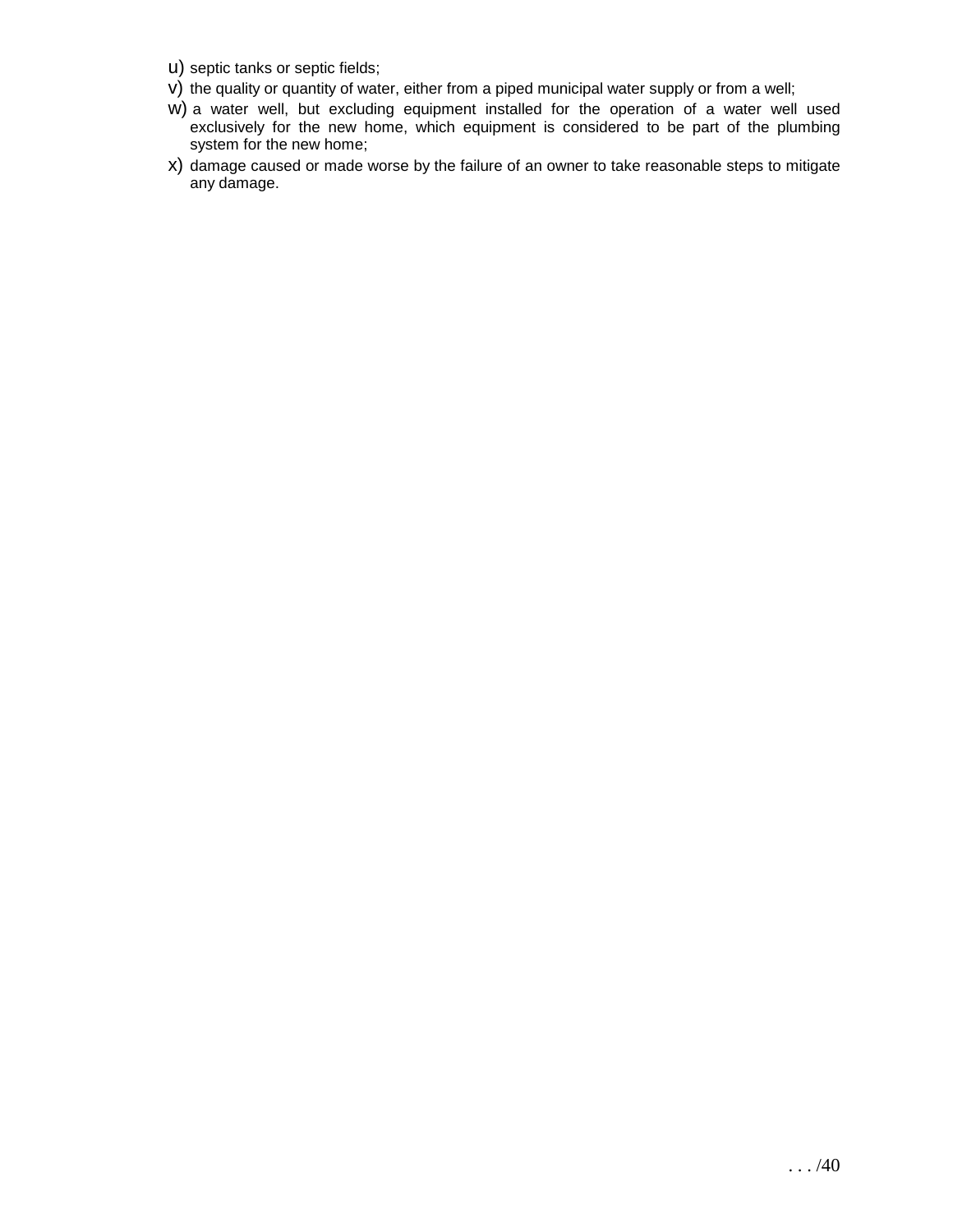u) septic tanks or septic fields;
v) the quality or quantity of water, either from a piped municipal water supply or from a well;
w) a water well, but excluding equipment installed for the operation of a water well used exclusively for the new home, which equipment is considered to be part of the plumbing system for the new home;
x) damage caused or made worse by the failure of an owner to take reasonable steps to mitigate any damage.